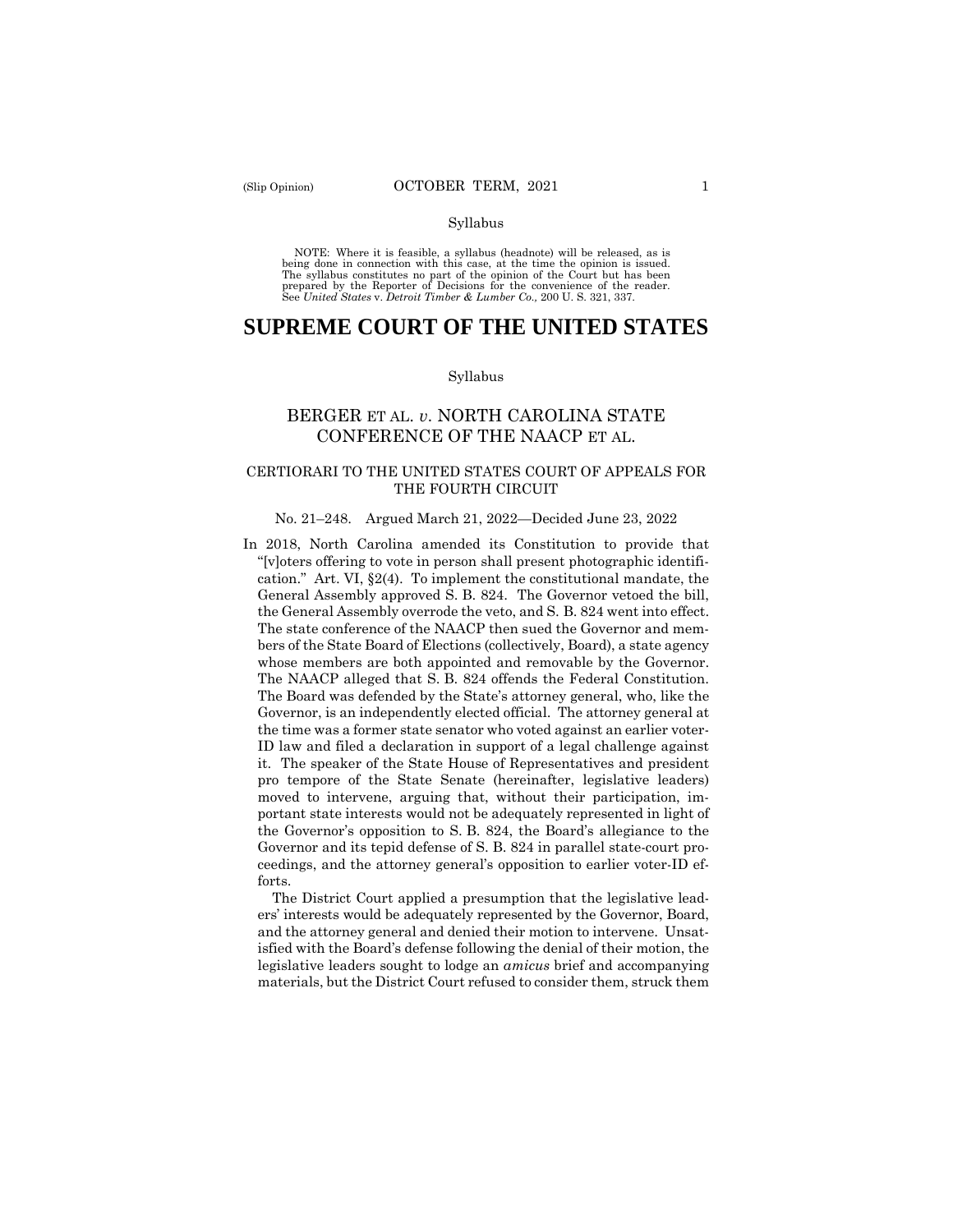Syllabus

NOTE: Where it is feasible, a syllabus (headnote) will be released, as is being done in connection with this case, at the time the opinion is issued. The syllabus constitutes no part of the opinion of the Court but has been prepared by the Reporter of Decisions for the convenience of the reader. See *United States* v. *Detroit Timber & Lumber Co.,* 200 U. S. 321, 337.

# SUPREME COURT OF THE UNITED STATES

Syllabus

## BERGER ET AL. *v*. NORTH CAROLINA STATE CONFERENCE OF THE NAACP ET AL.

### CERTIORARI TO THE UNITED STATES COURT OF APPEALS FOR THE FOURTH CIRCUIT

No. 21–248. Argued March 21, 2022—Decided June 23, 2022

In 2018, North Carolina amended its Constitution to provide that "[v]oters offering to vote in person shall present photographic identification." Art. VI, §2(4). To implement the constitutional mandate, the General Assembly approved S. B. 824. The Governor vetoed the bill, the General Assembly overrode the veto, and S. B. 824 went into effect. The state conference of the NAACP then sued the Governor and members of the State Board of Elections (collectively, Board), a state agency whose members are both appointed and removable by the Governor. The NAACP alleged that S. B. 824 offends the Federal Constitution. The Board was defended by the State's attorney general, who, like the Governor, is an independently elected official. The attorney general at the time was a former state senator who voted against an earlier voter-ID law and filed a declaration in support of a legal challenge against it. The speaker of the State House of Representatives and president pro tempore of the State Senate (hereinafter, legislative leaders) moved to intervene, arguing that, without their participation, important state interests would not be adequately represented in light of the Governor's opposition to S. B. 824, the Board's allegiance to the Governor and its tepid defense of S. B. 824 in parallel state-court proceedings, and the attorney general's opposition to earlier voter-ID efforts.

The District Court applied a presumption that the legislative leaders' interests would be adequately represented by the Governor, Board, and the attorney general and denied their motion to intervene. Unsatisfied with the Board's defense following the denial of their motion, the legislative leaders sought to lodge an *amicus* brief and accompanying materials, but the District Court refused to consider them, struck them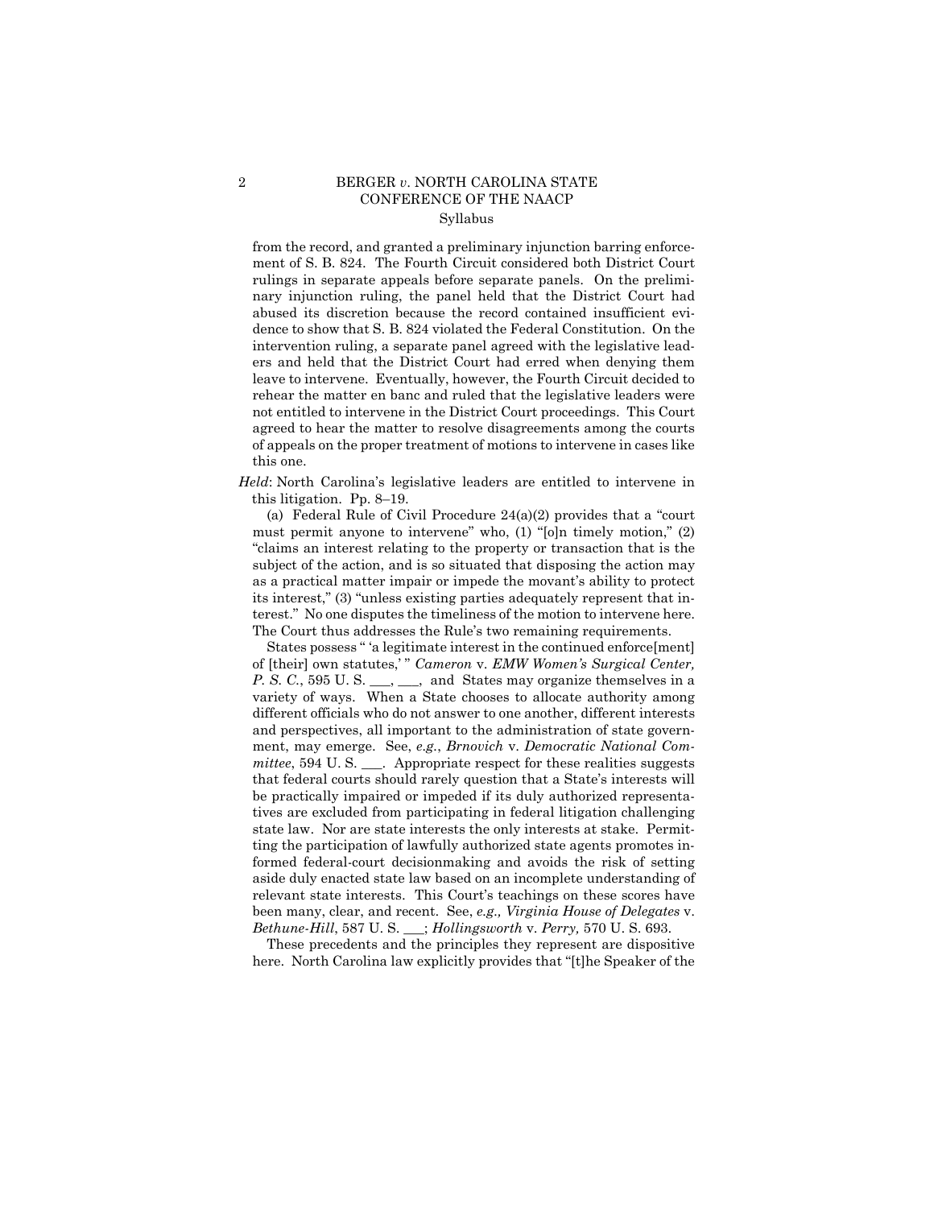from the record, and granted a preliminary injunction barring enforcement of S. B. 824. The Fourth Circuit considered both District Court rulings in separate appeals before separate panels. On the preliminary injunction ruling, the panel held that the District Court had abused its discretion because the record contained insufficient evidence to show that S. B. 824 violated the Federal Constitution. On the intervention ruling, a separate panel agreed with the legislative leaders and held that the District Court had erred when denying them leave to intervene. Eventually, however, the Fourth Circuit decided to rehear the matter en banc and ruled that the legislative leaders were not entitled to intervene in the District Court proceedings. This Court agreed to hear the matter to resolve disagreements among the courts of appeals on the proper treatment of motions to intervene in cases like this one.

*Held*: North Carolina's legislative leaders are entitled to intervene in this litigation. Pp. 8–19.

(a) Federal Rule of Civil Procedure 24(a)(2) provides that a "court must permit anyone to intervene" who, (1) "[o]n timely motion," (2) "claims an interest relating to the property or transaction that is the subject of the action, and is so situated that disposing the action may as a practical matter impair or impede the movant's ability to protect its interest," (3) "unless existing parties adequately represent that interest." No one disputes the timeliness of the motion to intervene here. The Court thus addresses the Rule's two remaining requirements.

States possess " 'a legitimate interest in the continued enforce[ment] of [their] own statutes,' " *Cameron* v. *EMW Women's Surgical Center, P. S. C.*, 595 U. S. \_\_\_, \_\_\_, and States may organize themselves in a variety of ways. When a State chooses to allocate authority among different officials who do not answer to one another, different interests and perspectives, all important to the administration of state government, may emerge. See, *e.g.*, *Brnovich* v. *Democratic National Committee*, 594 U. S. \_\_\_. Appropriate respect for these realities suggests that federal courts should rarely question that a State's interests will be practically impaired or impeded if its duly authorized representatives are excluded from participating in federal litigation challenging state law. Nor are state interests the only interests at stake. Permitting the participation of lawfully authorized state agents promotes informed federal-court decisionmaking and avoids the risk of setting aside duly enacted state law based on an incomplete understanding of relevant state interests. This Court's teachings on these scores have been many, clear, and recent. See, *e.g., Virginia House of Delegates* v. *Bethune-Hill*, 587 U. S. \_\_\_; *Hollingsworth* v. *Perry,* 570 U. S. 693.

These precedents and the principles they represent are dispositive here. North Carolina law explicitly provides that "[t]he Speaker of the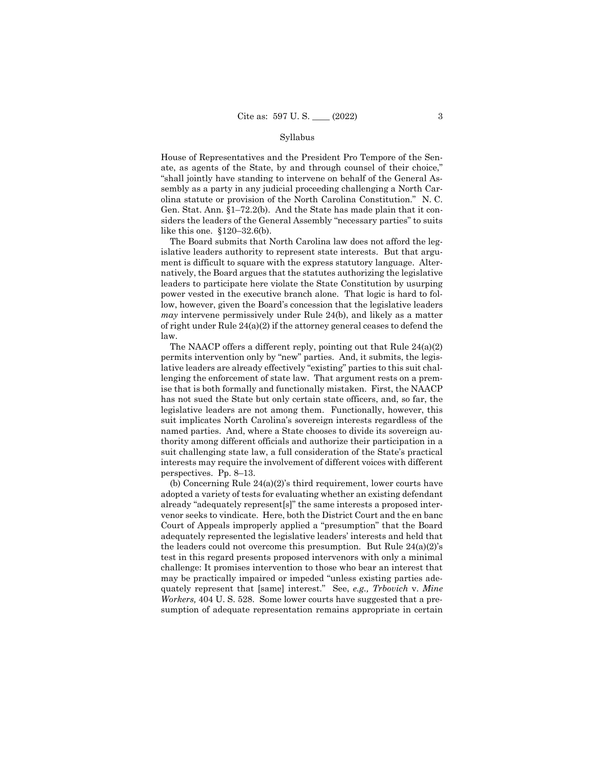House of Representatives and the President Pro Tempore of the Senate, as agents of the State, by and through counsel of their choice," "shall jointly have standing to intervene on behalf of the General Assembly as a party in any judicial proceeding challenging a North Carolina statute or provision of the North Carolina Constitution." N. C. Gen. Stat. Ann. §1–72.2(b). And the State has made plain that it considers the leaders of the General Assembly "necessary parties" to suits like this one. §120–32.6(b).

The Board submits that North Carolina law does not afford the legislative leaders authority to represent state interests. But that argument is difficult to square with the express statutory language. Alternatively, the Board argues that the statutes authorizing the legislative leaders to participate here violate the State Constitution by usurping power vested in the executive branch alone. That logic is hard to follow, however, given the Board's concession that the legislative leaders *may* intervene permissively under Rule 24(b), and likely as a matter of right under Rule 24(a)(2) if the attorney general ceases to defend the law.

The NAACP offers a different reply, pointing out that Rule 24(a)(2) permits intervention only by "new" parties. And, it submits, the legislative leaders are already effectively "existing" parties to this suit challenging the enforcement of state law. That argument rests on a premise that is both formally and functionally mistaken. First, the NAACP has not sued the State but only certain state officers, and, so far, the legislative leaders are not among them. Functionally, however, this suit implicates North Carolina's sovereign interests regardless of the named parties. And, where a State chooses to divide its sovereign authority among different officials and authorize their participation in a suit challenging state law, a full consideration of the State's practical interests may require the involvement of different voices with different perspectives. Pp. 8–13.

(b) Concerning Rule 24(a)(2)'s third requirement, lower courts have adopted a variety of tests for evaluating whether an existing defendant already "adequately represent[s]" the same interests a proposed intervenor seeks to vindicate. Here, both the District Court and the en banc Court of Appeals improperly applied a "presumption" that the Board adequately represented the legislative leaders' interests and held that the leaders could not overcome this presumption. But Rule 24(a)(2)'s test in this regard presents proposed intervenors with only a minimal challenge: It promises intervention to those who bear an interest that may be practically impaired or impeded "unless existing parties adequately represent that [same] interest." See, *e.g., Trbovich* v. *Mine Workers,* 404 U. S. 528. Some lower courts have suggested that a presumption of adequate representation remains appropriate in certain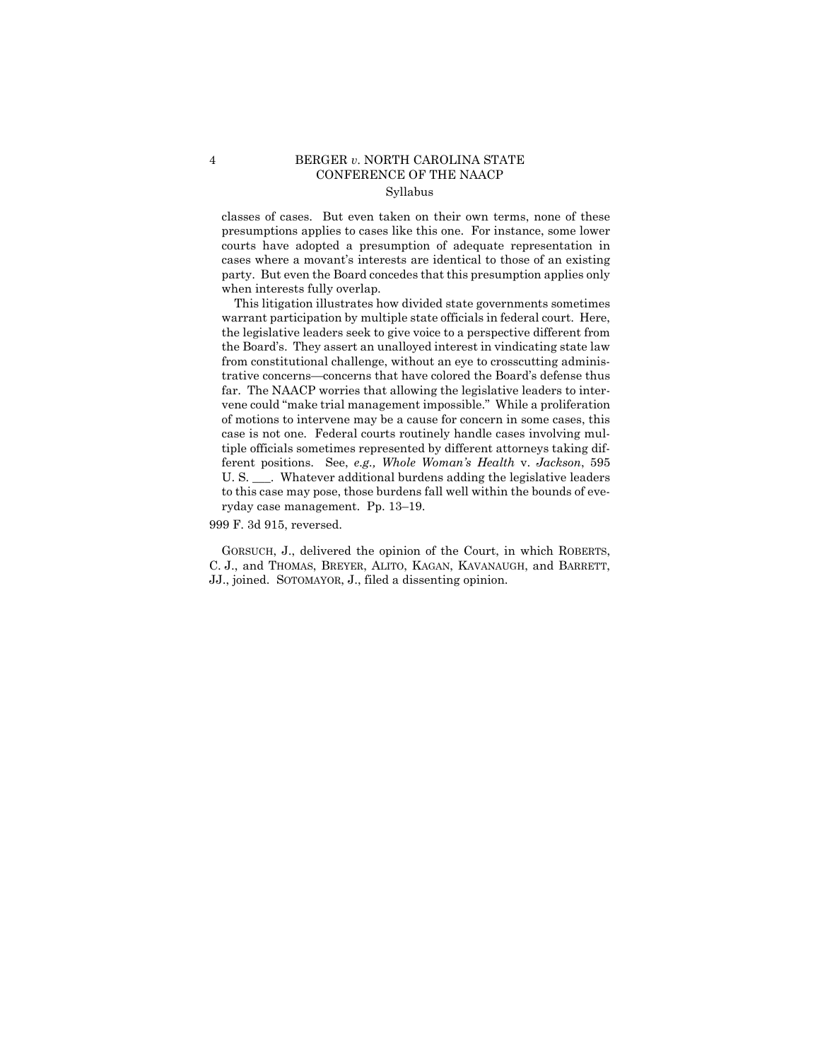classes of cases. But even taken on their own terms, none of these presumptions applies to cases like this one. For instance, some lower courts have adopted a presumption of adequate representation in cases where a movant's interests are identical to those of an existing party. But even the Board concedes that this presumption applies only when interests fully overlap.

This litigation illustrates how divided state governments sometimes warrant participation by multiple state officials in federal court. Here, the legislative leaders seek to give voice to a perspective different from the Board's. They assert an unalloyed interest in vindicating state law from constitutional challenge, without an eye to crosscutting administrative concerns—concerns that have colored the Board's defense thus far. The NAACP worries that allowing the legislative leaders to intervene could "make trial management impossible." While a proliferation of motions to intervene may be a cause for concern in some cases, this case is not one. Federal courts routinely handle cases involving multiple officials sometimes represented by different attorneys taking different positions. See, *e.g., Whole Woman's Health* v. *Jackson*, 595 U. S. \_\_\_. Whatever additional burdens adding the legislative leaders to this case may pose, those burdens fall well within the bounds of everyday case management. Pp. 13–19.

999 F. 3d 915, reversed.

GORSUCH, J., delivered the opinion of the Court, in which ROBERTS, C. J., and THOMAS, BREYER, ALITO, KAGAN, KAVANAUGH, and BARRETT, JJ., joined. SOTOMAYOR, J., filed a dissenting opinion.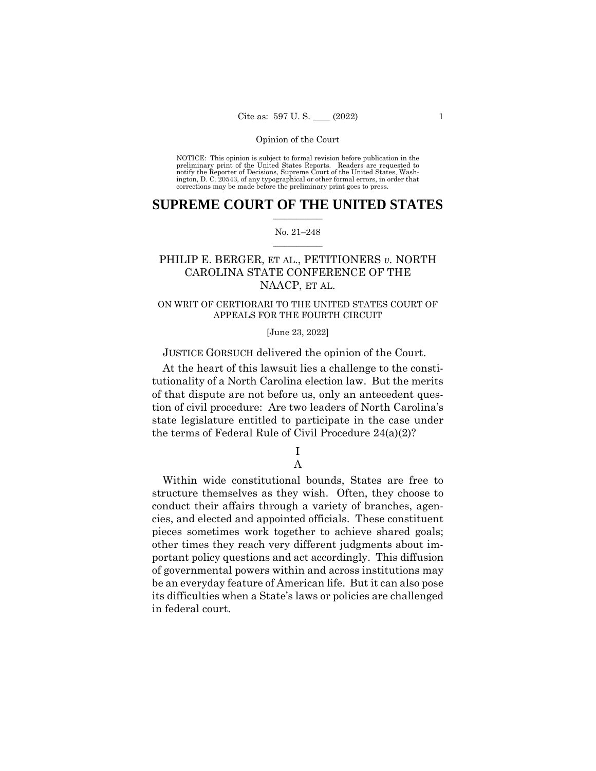Opinion of the Court

NOTICE: This opinion is subject to formal revision before publication in the preliminary print of the United States Reports. Readers are requested to notify the Reporter of Decisions, Supreme Court of the United States, Washington, D. C. 20543, of any typographical or other formal errors, in order that corrections may be made before the preliminary print goes to press.

# SUPREME COURT OF THE UNITED STATES

No. 21–248

## PHILIP E. BERGER, ET AL., PETITIONERS *v.* NORTH CAROLINA STATE CONFERENCE OF THE NAACP, ET AL.

ON WRIT OF CERTIORARI TO THE UNITED STATES COURT OF APPEALS FOR THE FOURTH CIRCUIT

[June 23, 2022]

JUSTICE GORSUCH delivered the opinion of the Court.

At the heart of this lawsuit lies a challenge to the constitutionality of a North Carolina election law. But the merits of that dispute are not before us, only an antecedent question of civil procedure: Are two leaders of North Carolina's state legislature entitled to participate in the case under the terms of Federal Rule of Civil Procedure 24(a)(2)?

### I

### A

Within wide constitutional bounds, States are free to structure themselves as they wish. Often, they choose to conduct their affairs through a variety of branches, agencies, and elected and appointed officials. These constituent pieces sometimes work together to achieve shared goals; other times they reach very different judgments about important policy questions and act accordingly. This diffusion of governmental powers within and across institutions may be an everyday feature of American life. But it can also pose its difficulties when a State's laws or policies are challenged in federal court.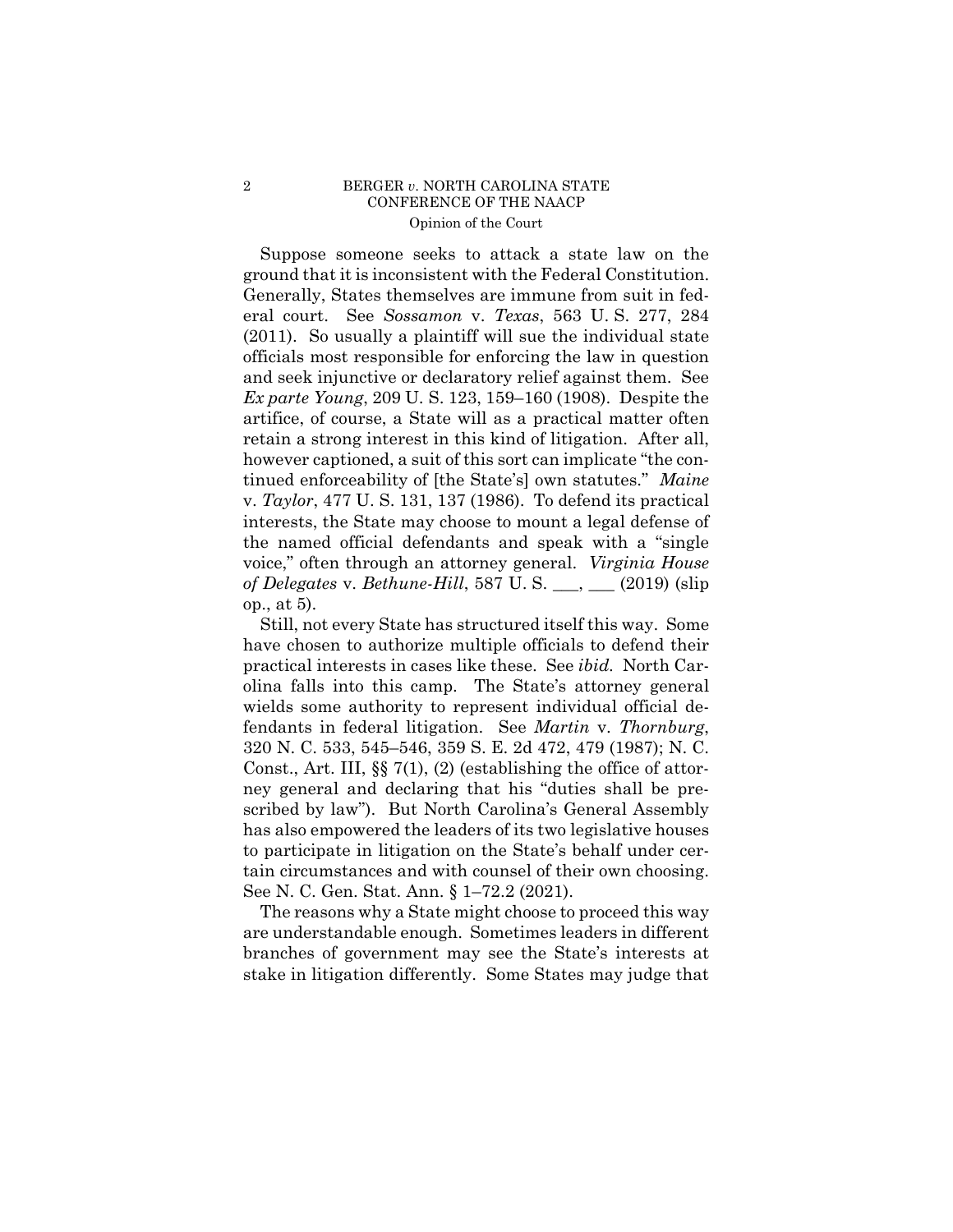Suppose someone seeks to attack a state law on the ground that it is inconsistent with the Federal Constitution. Generally, States themselves are immune from suit in federal court. See *Sossamon* v. *Texas*, 563 U. S. 277, 284 (2011). So usually a plaintiff will sue the individual state officials most responsible for enforcing the law in question and seek injunctive or declaratory relief against them. See *Ex parte Young*, 209 U. S. 123, 159–160 (1908). Despite the artifice, of course, a State will as a practical matter often retain a strong interest in this kind of litigation. After all, however captioned, a suit of this sort can implicate "the continued enforceability of [the State's] own statutes." *Maine* v. *Taylor*, 477 U. S. 131, 137 (1986). To defend its practical interests, the State may choose to mount a legal defense of the named official defendants and speak with a "single voice," often through an attorney general. *Virginia House of Delegates* v. *Bethune-Hill*, 587 U. S. ___, ___ (2019) (slip op., at 5).

Still, not every State has structured itself this way. Some have chosen to authorize multiple officials to defend their practical interests in cases like these. See *ibid.* North Carolina falls into this camp. The State's attorney general wields some authority to represent individual official defendants in federal litigation. See *Martin* v. *Thornburg*, 320 N. C. 533, 545–546, 359 S. E. 2d 472, 479 (1987); N. C. Const., Art. III, §§ 7(1), (2) (establishing the office of attorney general and declaring that his "duties shall be prescribed by law"). But North Carolina's General Assembly has also empowered the leaders of its two legislative houses to participate in litigation on the State's behalf under certain circumstances and with counsel of their own choosing. See N. C. Gen. Stat. Ann. § 1–72.2 (2021).

The reasons why a State might choose to proceed this way are understandable enough. Sometimes leaders in different branches of government may see the State's interests at stake in litigation differently. Some States may judge that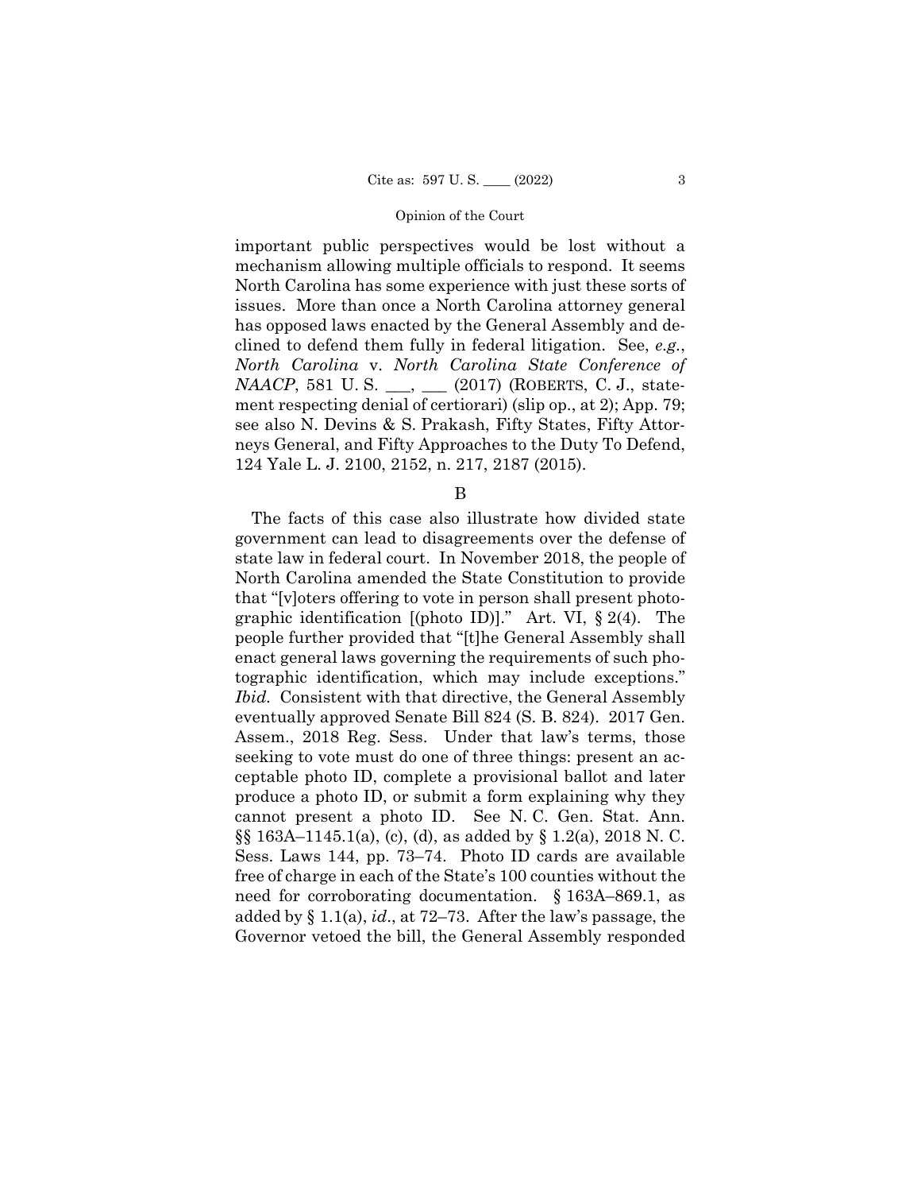important public perspectives would be lost without a mechanism allowing multiple officials to respond. It seems North Carolina has some experience with just these sorts of issues. More than once a North Carolina attorney general has opposed laws enacted by the General Assembly and declined to defend them fully in federal litigation. See, *e.g.*, *North Carolina* v. *North Carolina State Conference of NAACP*, 581 U. S. ___, ___ (2017) (ROBERTS, C. J., statement respecting denial of certiorari) (slip op., at 2); App. 79; see also N. Devins & S. Prakash, Fifty States, Fifty Attorneys General, and Fifty Approaches to the Duty To Defend, 124 Yale L. J. 2100, 2152, n. 217, 2187 (2015).

B

The facts of this case also illustrate how divided state government can lead to disagreements over the defense of state law in federal court. In November 2018, the people of North Carolina amended the State Constitution to provide that "[v]oters offering to vote in person shall present photographic identification [(photo ID)]." Art. VI, § 2(4). The people further provided that "[t]he General Assembly shall enact general laws governing the requirements of such photographic identification, which may include exceptions." *Ibid.* Consistent with that directive, the General Assembly eventually approved Senate Bill 824 (S. B. 824). 2017 Gen. Assem., 2018 Reg. Sess. Under that law's terms, those seeking to vote must do one of three things: present an acceptable photo ID, complete a provisional ballot and later produce a photo ID, or submit a form explaining why they cannot present a photo ID. See N. C. Gen. Stat. Ann. §§ 163A–1145.1(a), (c), (d), as added by § 1.2(a), 2018 N. C. Sess. Laws 144, pp. 73–74. Photo ID cards are available free of charge in each of the State's 100 counties without the need for corroborating documentation. § 163A–869.1, as added by § 1.1(a), *id*., at 72–73. After the law's passage, the Governor vetoed the bill, the General Assembly responded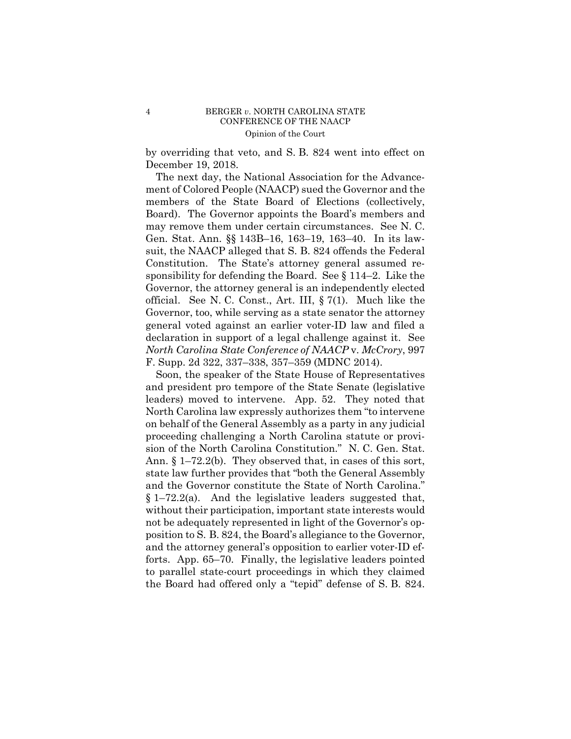by overriding that veto, and S. B. 824 went into effect on December 19, 2018.

The next day, the National Association for the Advancement of Colored People (NAACP) sued the Governor and the members of the State Board of Elections (collectively, Board). The Governor appoints the Board's members and may remove them under certain circumstances. See N. C. Gen. Stat. Ann. §§ 143B–16, 163–19, 163–40. In its lawsuit, the NAACP alleged that S. B. 824 offends the Federal Constitution. The State's attorney general assumed responsibility for defending the Board. See § 114–2. Like the Governor, the attorney general is an independently elected official. See N. C. Const., Art. III, § 7(1). Much like the Governor, too, while serving as a state senator the attorney general voted against an earlier voter-ID law and filed a declaration in support of a legal challenge against it. See *North Carolina State Conference of NAACP* v. *McCrory*, 997 F. Supp. 2d 322, 337–338, 357–359 (MDNC 2014).

Soon, the speaker of the State House of Representatives and president pro tempore of the State Senate (legislative leaders) moved to intervene. App. 52. They noted that North Carolina law expressly authorizes them "to intervene on behalf of the General Assembly as a party in any judicial proceeding challenging a North Carolina statute or provision of the North Carolina Constitution." N. C. Gen. Stat. Ann. § 1–72.2(b). They observed that, in cases of this sort, state law further provides that "both the General Assembly and the Governor constitute the State of North Carolina." § 1–72.2(a). And the legislative leaders suggested that, without their participation, important state interests would not be adequately represented in light of the Governor's opposition to S. B. 824, the Board's allegiance to the Governor, and the attorney general's opposition to earlier voter-ID efforts. App. 65–70. Finally, the legislative leaders pointed to parallel state-court proceedings in which they claimed the Board had offered only a "tepid" defense of S. B. 824.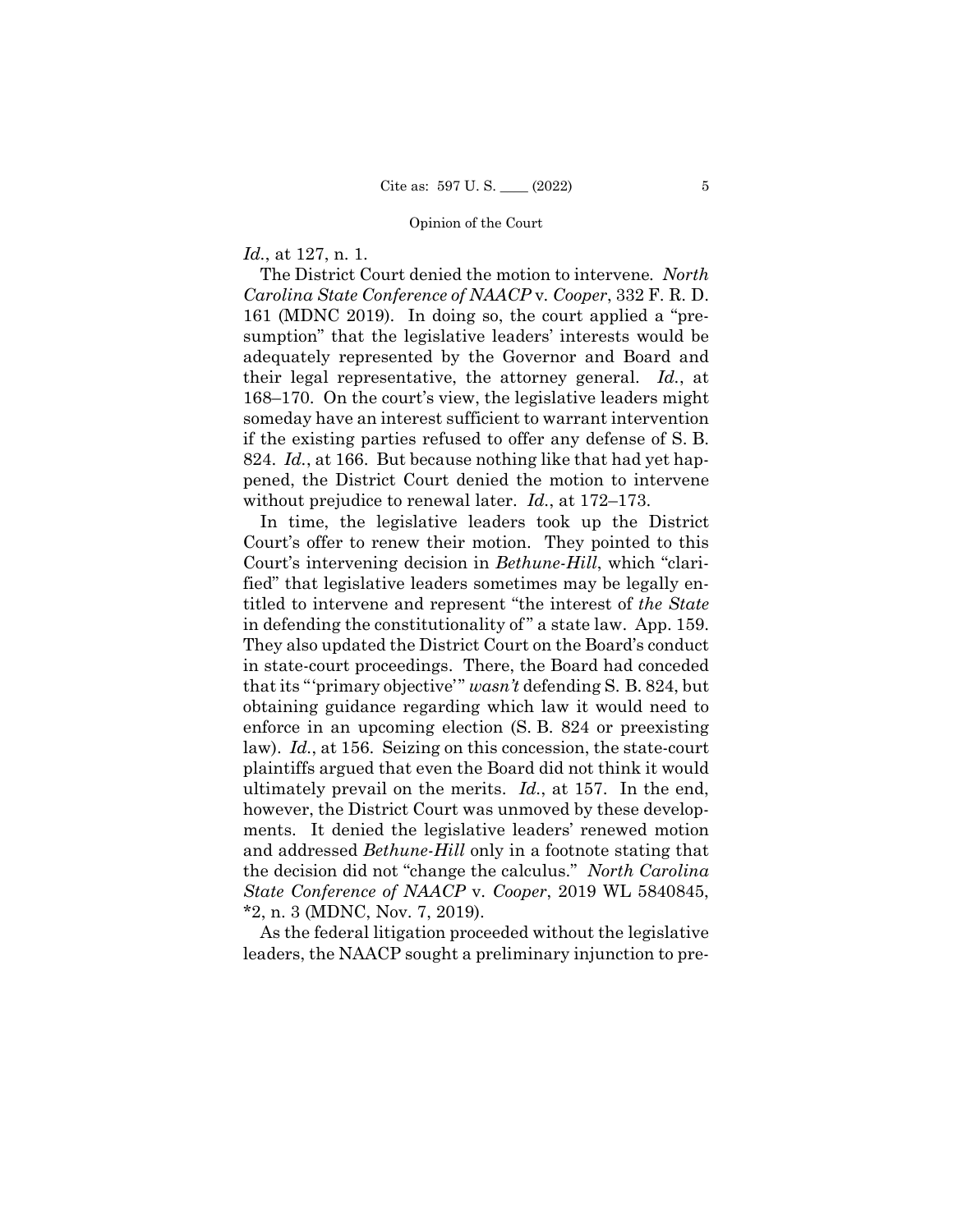*Id.*, at 127, n. 1.

The District Court denied the motion to intervene. *North Carolina State Conference of NAACP* v. *Cooper*, 332 F. R. D. 161 (MDNC 2019). In doing so, the court applied a "presumption" that the legislative leaders' interests would be adequately represented by the Governor and Board and their legal representative, the attorney general. *Id.*, at 168–170. On the court's view, the legislative leaders might someday have an interest sufficient to warrant intervention if the existing parties refused to offer any defense of S. B. 824. *Id.*, at 166. But because nothing like that had yet happened, the District Court denied the motion to intervene without prejudice to renewal later. *Id.*, at 172–173.

In time, the legislative leaders took up the District Court's offer to renew their motion. They pointed to this Court's intervening decision in *Bethune-Hill*, which "clarified" that legislative leaders sometimes may be legally entitled to intervene and represent "the interest of *the State* in defending the constitutionality of" a state law. App. 159. They also updated the District Court on the Board's conduct in state-court proceedings. There, the Board had conceded that its "'primary objective'" *wasn't* defending S. B. 824, but obtaining guidance regarding which law it would need to enforce in an upcoming election (S. B. 824 or preexisting law). *Id.*, at 156. Seizing on this concession, the state-court plaintiffs argued that even the Board did not think it would ultimately prevail on the merits. *Id.*, at 157. In the end, however, the District Court was unmoved by these developments. It denied the legislative leaders' renewed motion and addressed *Bethune-Hill* only in a footnote stating that the decision did not "change the calculus." *North Carolina State Conference of NAACP* v. *Cooper*, 2019 WL 5840845, *2, n. 3 (MDNC, Nov. 7, 2019).

As the federal litigation proceeded without the legislative leaders, the NAACP sought a preliminary injunction to pre-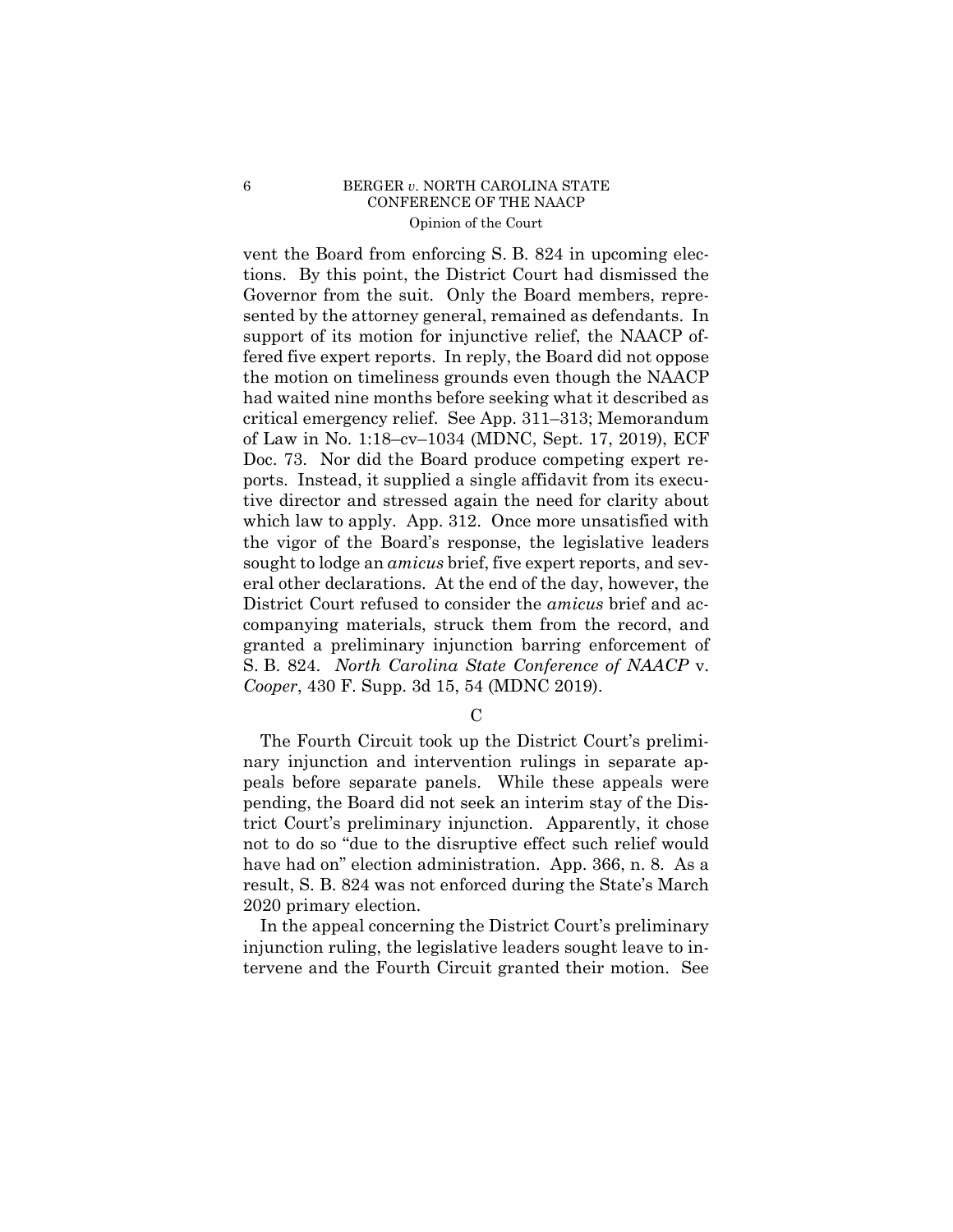vent the Board from enforcing S. B. 824 in upcoming elections. By this point, the District Court had dismissed the Governor from the suit. Only the Board members, represented by the attorney general, remained as defendants. In support of its motion for injunctive relief, the NAACP offered five expert reports. In reply, the Board did not oppose the motion on timeliness grounds even though the NAACP had waited nine months before seeking what it described as critical emergency relief. See App. 311–313; Memorandum of Law in No. 1:18–cv–1034 (MDNC, Sept. 17, 2019), ECF Doc. 73. Nor did the Board produce competing expert reports. Instead, it supplied a single affidavit from its executive director and stressed again the need for clarity about which law to apply. App. 312. Once more unsatisfied with the vigor of the Board's response, the legislative leaders sought to lodge an *amicus* brief, five expert reports, and several other declarations. At the end of the day, however, the District Court refused to consider the *amicus* brief and accompanying materials, struck them from the record, and granted a preliminary injunction barring enforcement of S. B. 824. *North Carolina State Conference of NAACP* v. *Cooper*, 430 F. Supp. 3d 15, 54 (MDNC 2019).

### C

The Fourth Circuit took up the District Court's preliminary injunction and intervention rulings in separate appeals before separate panels. While these appeals were pending, the Board did not seek an interim stay of the District Court's preliminary injunction. Apparently, it chose not to do so "due to the disruptive effect such relief would have had on" election administration. App. 366, n. 8. As a result, S. B. 824 was not enforced during the State's March 2020 primary election.

In the appeal concerning the District Court's preliminary injunction ruling, the legislative leaders sought leave to intervene and the Fourth Circuit granted their motion. See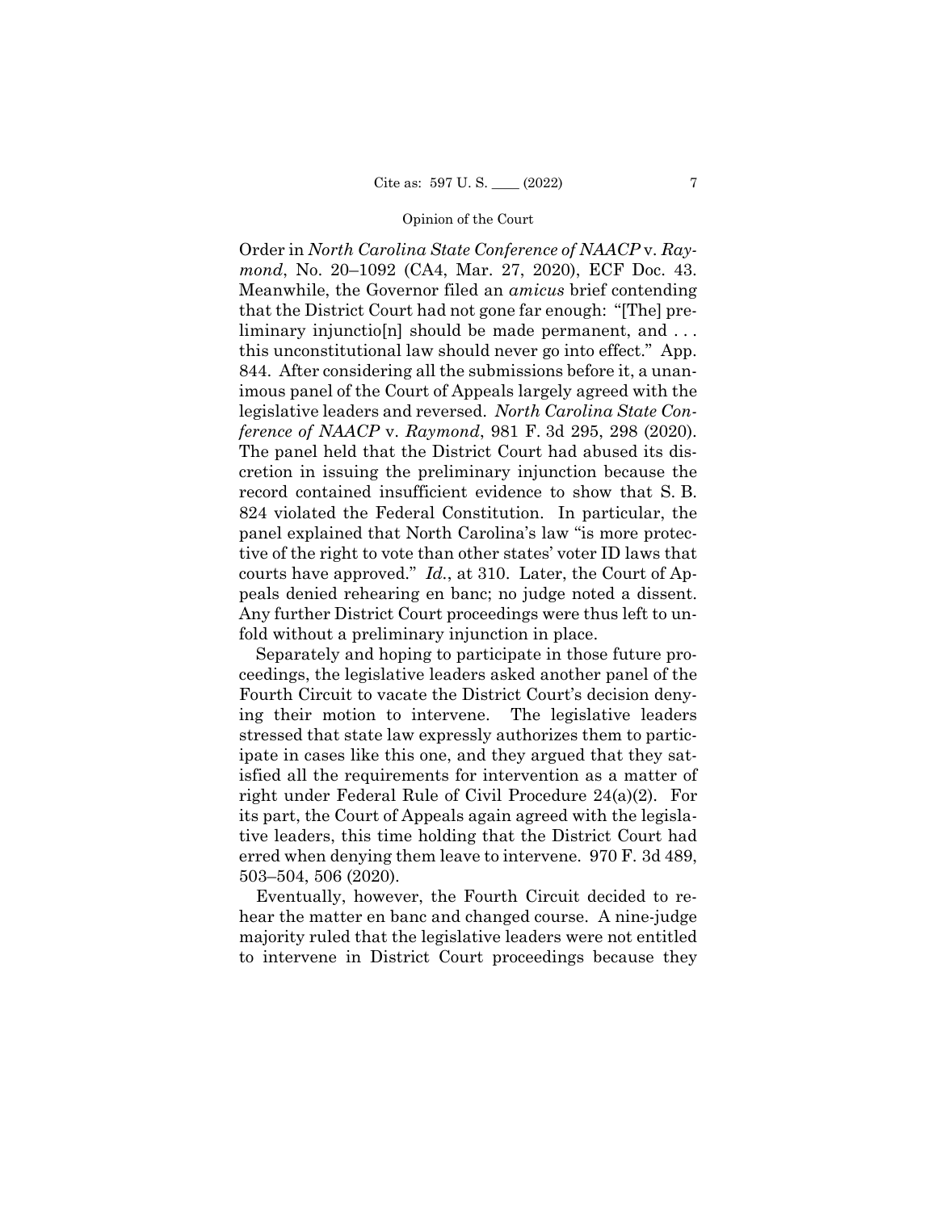Order in *North Carolina State Conference of NAACP* v. *Raymond*, No. 20–1092 (CA4, Mar. 27, 2020), ECF Doc. 43. Meanwhile, the Governor filed an *amicus* brief contending that the District Court had not gone far enough: "[The] preliminary injunctio[n] should be made permanent, and . . . this unconstitutional law should never go into effect." App. 844. After considering all the submissions before it, a unanimous panel of the Court of Appeals largely agreed with the legislative leaders and reversed. *North Carolina State Conference of NAACP* v. *Raymond*, 981 F. 3d 295, 298 (2020). The panel held that the District Court had abused its discretion in issuing the preliminary injunction because the record contained insufficient evidence to show that S. B. 824 violated the Federal Constitution. In particular, the panel explained that North Carolina's law "is more protective of the right to vote than other states' voter ID laws that courts have approved." *Id.*, at 310. Later, the Court of Appeals denied rehearing en banc; no judge noted a dissent. Any further District Court proceedings were thus left to unfold without a preliminary injunction in place.

Separately and hoping to participate in those future proceedings, the legislative leaders asked another panel of the Fourth Circuit to vacate the District Court's decision denying their motion to intervene. The legislative leaders stressed that state law expressly authorizes them to participate in cases like this one, and they argued that they satisfied all the requirements for intervention as a matter of right under Federal Rule of Civil Procedure 24(a)(2). For its part, the Court of Appeals again agreed with the legislative leaders, this time holding that the District Court had erred when denying them leave to intervene. 970 F. 3d 489, 503–504, 506 (2020).

Eventually, however, the Fourth Circuit decided to rehear the matter en banc and changed course. A nine-judge majority ruled that the legislative leaders were not entitled to intervene in District Court proceedings because they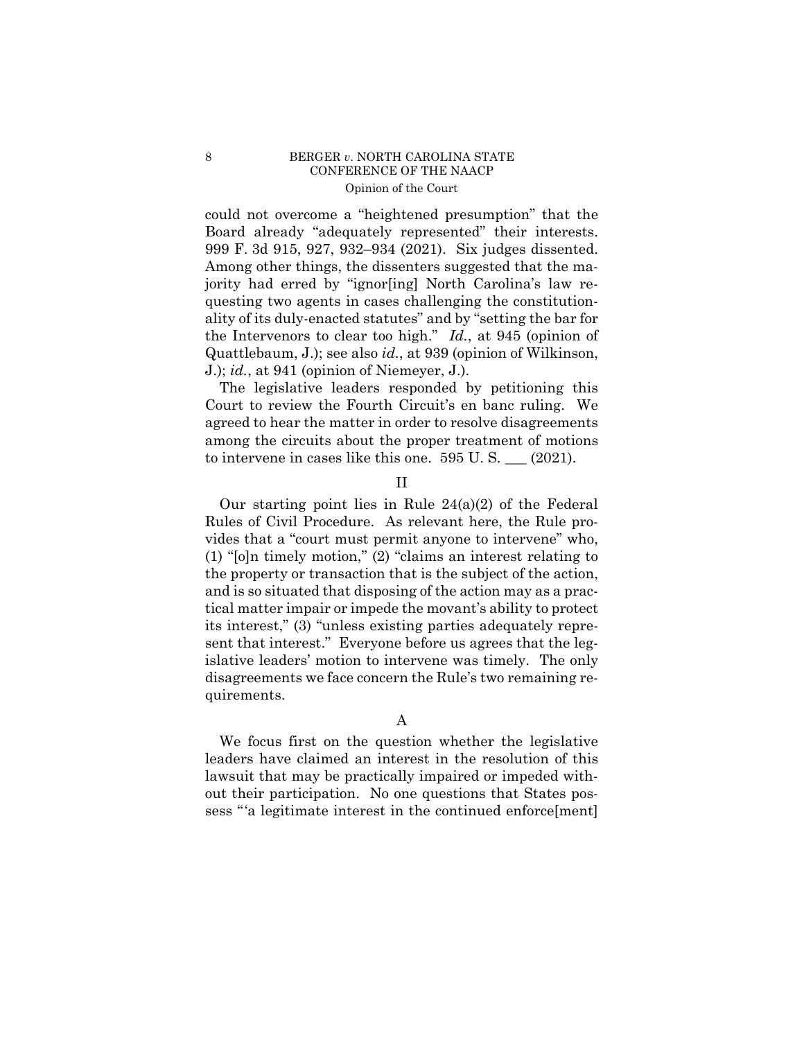could not overcome a "heightened presumption" that the Board already "adequately represented" their interests. 999 F. 3d 915, 927, 932–934 (2021). Six judges dissented. Among other things, the dissenters suggested that the majority had erred by "ignor[ing] North Carolina's law requesting two agents in cases challenging the constitutionality of its duly-enacted statutes" and by "setting the bar for the Intervenors to clear too high." *Id.*, at 945 (opinion of Quattlebaum, J.); see also *id.*, at 939 (opinion of Wilkinson, J.); *id.*, at 941 (opinion of Niemeyer, J.).

The legislative leaders responded by petitioning this Court to review the Fourth Circuit's en banc ruling. We agreed to hear the matter in order to resolve disagreements among the circuits about the proper treatment of motions to intervene in cases like this one. 595 U. S. ___ (2021).

## II

Our starting point lies in Rule 24(a)(2) of the Federal Rules of Civil Procedure. As relevant here, the Rule provides that a "court must permit anyone to intervene" who, (1) "[o]n timely motion," (2) "claims an interest relating to the property or transaction that is the subject of the action, and is so situated that disposing of the action may as a practical matter impair or impede the movant's ability to protect its interest," (3) "unless existing parties adequately represent that interest." Everyone before us agrees that the legislative leaders' motion to intervene was timely. The only disagreements we face concern the Rule's two remaining requirements.

### A

We focus first on the question whether the legislative leaders have claimed an interest in the resolution of this lawsuit that may be practically impaired or impeded without their participation. No one questions that States possess "'a legitimate interest in the continued enforce[ment]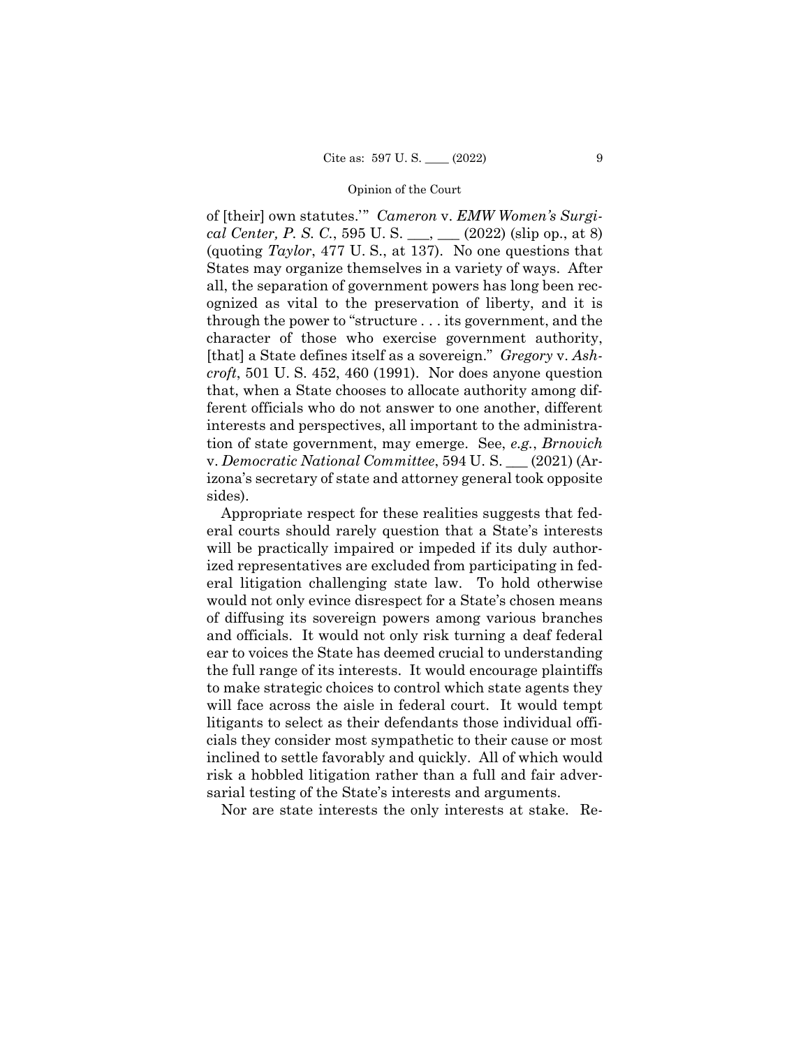of [their] own statutes.'" *Cameron* v. *EMW Women's Surgical Center, P. S. C.*, 595 U. S. \_\_\_, \_\_\_ (2022) (slip op., at 8) (quoting *Taylor*, 477 U. S., at 137). No one questions that States may organize themselves in a variety of ways. After all, the separation of government powers has long been recognized as vital to the preservation of liberty, and it is through the power to "structure . . . its government, and the character of those who exercise government authority, [that] a State defines itself as a sovereign." *Gregory* v. *Ashcroft*, 501 U. S. 452, 460 (1991). Nor does anyone question that, when a State chooses to allocate authority among different officials who do not answer to one another, different interests and perspectives, all important to the administration of state government, may emerge. See, *e.g.*, *Brnovich* v. *Democratic National Committee*, 594 U. S. \_\_\_ (2021) (Arizona's secretary of state and attorney general took opposite sides).

Appropriate respect for these realities suggests that federal courts should rarely question that a State's interests will be practically impaired or impeded if its duly authorized representatives are excluded from participating in federal litigation challenging state law. To hold otherwise would not only evince disrespect for a State's chosen means of diffusing its sovereign powers among various branches and officials. It would not only risk turning a deaf federal ear to voices the State has deemed crucial to understanding the full range of its interests. It would encourage plaintiffs to make strategic choices to control which state agents they will face across the aisle in federal court. It would tempt litigants to select as their defendants those individual officials they consider most sympathetic to their cause or most inclined to settle favorably and quickly. All of which would risk a hobbled litigation rather than a full and fair adversarial testing of the State's interests and arguments.

Nor are state interests the only interests at stake. Re-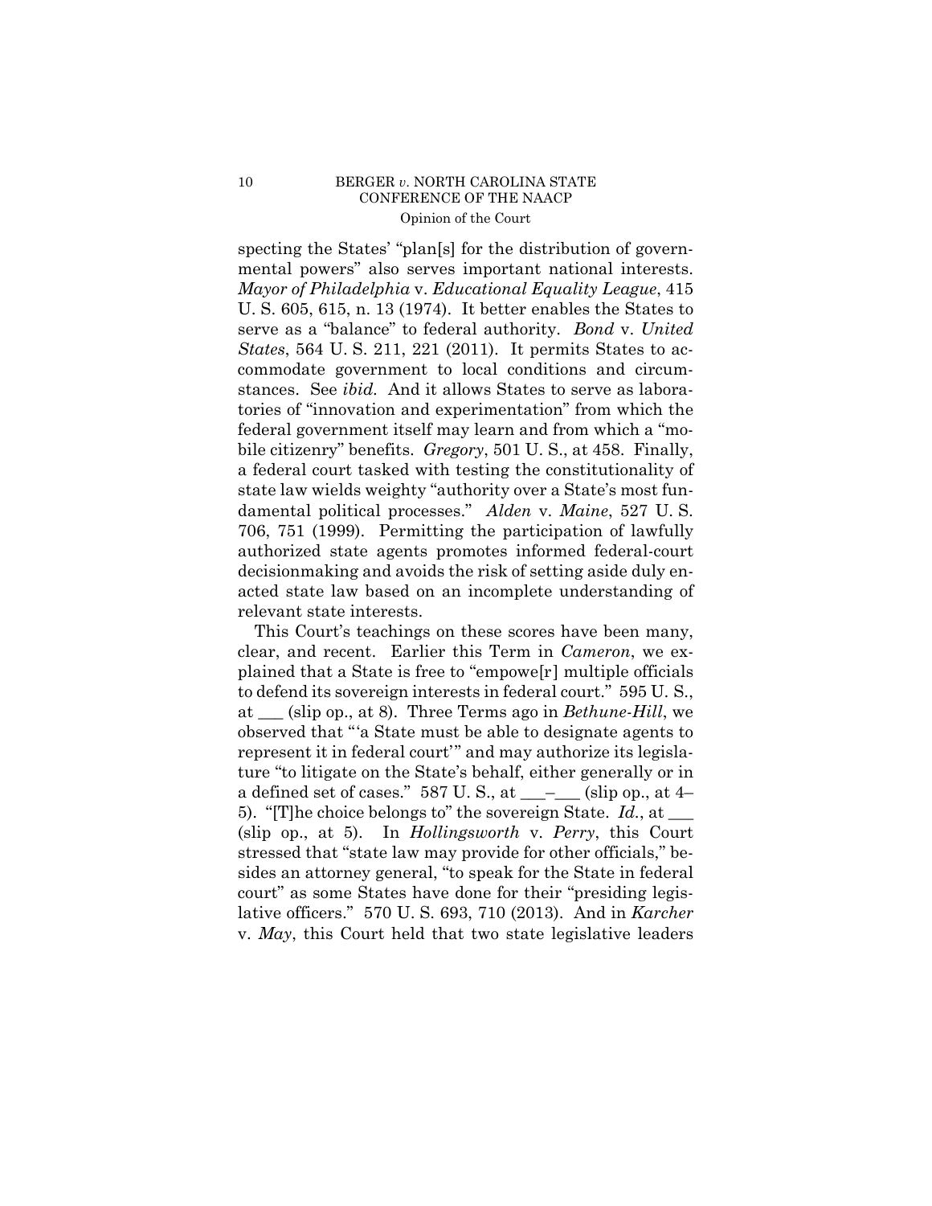specting the States' "plan[s] for the distribution of governmental powers" also serves important national interests. *Mayor of Philadelphia* v. *Educational Equality League*, 415 U. S. 605, 615, n. 13 (1974). It better enables the States to serve as a "balance" to federal authority. *Bond* v. *United States*, 564 U. S. 211, 221 (2011). It permits States to accommodate government to local conditions and circumstances. See *ibid.* And it allows States to serve as laboratories of "innovation and experimentation" from which the federal government itself may learn and from which a "mobile citizenry" benefits. *Gregory*, 501 U. S., at 458. Finally, a federal court tasked with testing the constitutionality of state law wields weighty "authority over a State's most fundamental political processes." *Alden* v. *Maine*, 527 U. S. 706, 751 (1999). Permitting the participation of lawfully authorized state agents promotes informed federal-court decisionmaking and avoids the risk of setting aside duly enacted state law based on an incomplete understanding of relevant state interests.

This Court's teachings on these scores have been many, clear, and recent. Earlier this Term in *Cameron*, we explained that a State is free to "empowe[r] multiple officials to defend its sovereign interests in federal court." 595 U. S., at ___ (slip op., at 8). Three Terms ago in *Bethune-Hill*, we observed that "'a State must be able to designate agents to represent it in federal court'" and may authorize its legislature "to litigate on the State's behalf, either generally or in a defined set of cases." 587 U. S., at ___–___ (slip op., at 4–5). "[T]he choice belongs to" the sovereign State. *Id.*, at ___ (slip op., at 5). In *Hollingsworth* v. *Perry*, this Court stressed that "state law may provide for other officials," besides an attorney general, "to speak for the State in federal court" as some States have done for their "presiding legislative officers." 570 U. S. 693, 710 (2013). And in *Karcher* v. *May*, this Court held that two state legislative leaders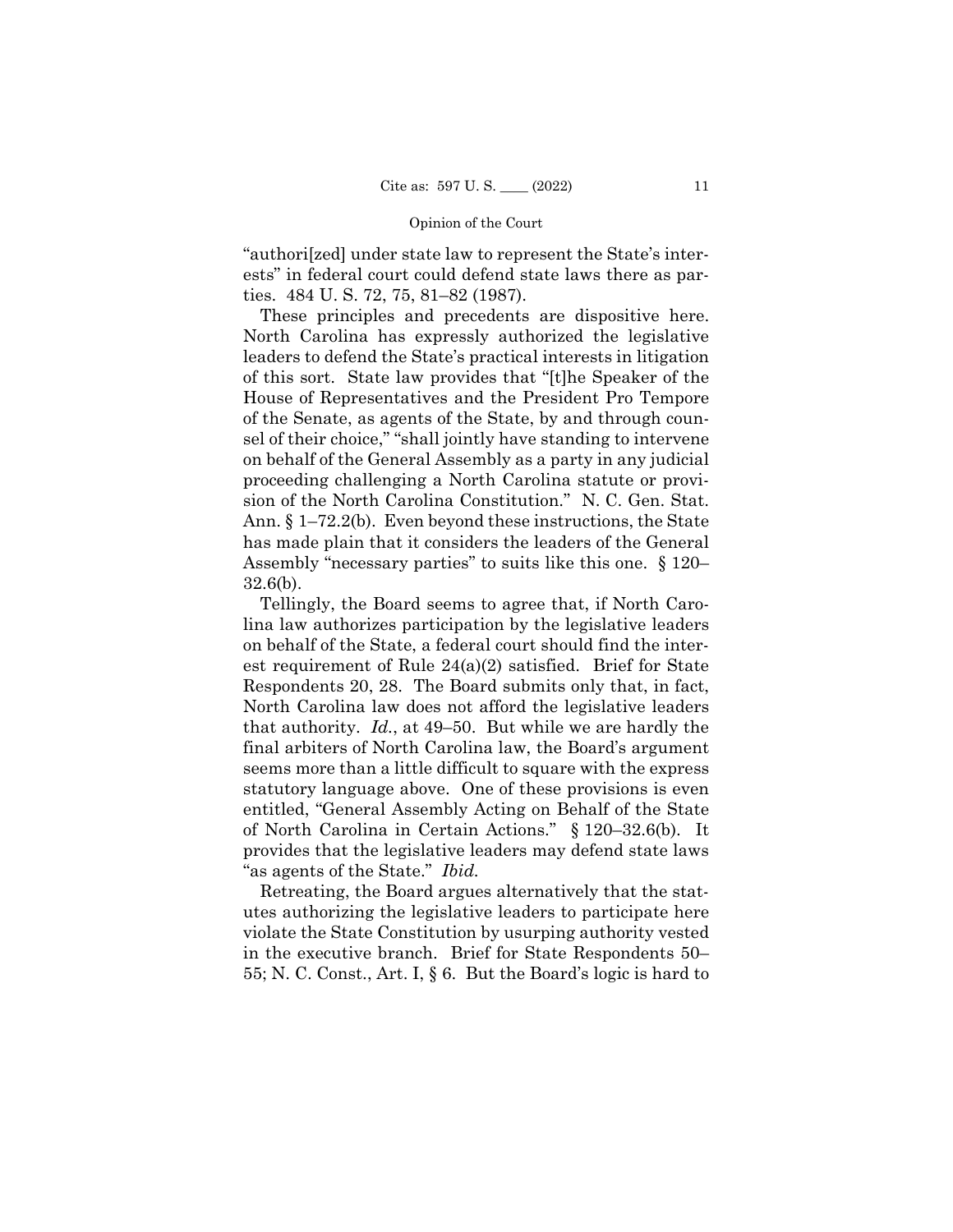"authori[zed] under state law to represent the State's interests" in federal court could defend state laws there as parties. 484 U. S. 72, 75, 81–82 (1987).

These principles and precedents are dispositive here. North Carolina has expressly authorized the legislative leaders to defend the State's practical interests in litigation of this sort. State law provides that "[t]he Speaker of the House of Representatives and the President Pro Tempore of the Senate, as agents of the State, by and through counsel of their choice," "shall jointly have standing to intervene on behalf of the General Assembly as a party in any judicial proceeding challenging a North Carolina statute or provision of the North Carolina Constitution." N. C. Gen. Stat. Ann. § 1–72.2(b). Even beyond these instructions, the State has made plain that it considers the leaders of the General Assembly "necessary parties" to suits like this one. § 120–32.6(b).

Tellingly, the Board seems to agree that, if North Carolina law authorizes participation by the legislative leaders on behalf of the State, a federal court should find the interest requirement of Rule 24(a)(2) satisfied. Brief for State Respondents 20, 28. The Board submits only that, in fact, North Carolina law does not afford the legislative leaders that authority. *Id.*, at 49–50. But while we are hardly the final arbiters of North Carolina law, the Board's argument seems more than a little difficult to square with the express statutory language above. One of these provisions is even entitled, "General Assembly Acting on Behalf of the State of North Carolina in Certain Actions." § 120–32.6(b). It provides that the legislative leaders may defend state laws "as agents of the State." *Ibid.*

Retreating, the Board argues alternatively that the statutes authorizing the legislative leaders to participate here violate the State Constitution by usurping authority vested in the executive branch. Brief for State Respondents 50–55; N. C. Const., Art. I, § 6. But the Board's logic is hard to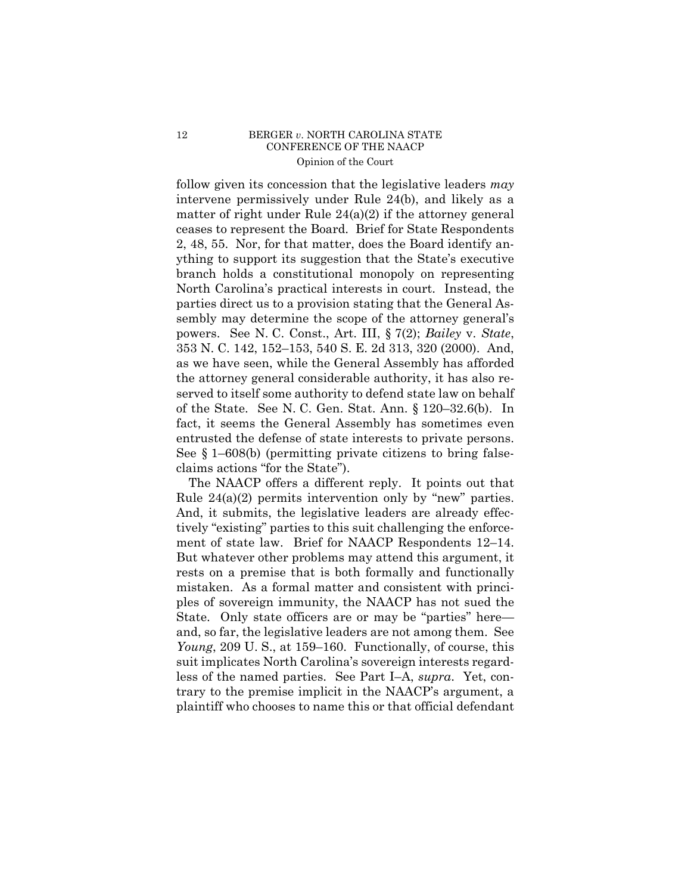follow given its concession that the legislative leaders *may* intervene permissively under Rule 24(b), and likely as a matter of right under Rule 24(a)(2) if the attorney general ceases to represent the Board. Brief for State Respondents 2, 48, 55. Nor, for that matter, does the Board identify anything to support its suggestion that the State's executive branch holds a constitutional monopoly on representing North Carolina's practical interests in court. Instead, the parties direct us to a provision stating that the General Assembly may determine the scope of the attorney general's powers. See N. C. Const., Art. III, § 7(2); *Bailey* v. *State*, 353 N. C. 142, 152–153, 540 S. E. 2d 313, 320 (2000). And, as we have seen, while the General Assembly has afforded the attorney general considerable authority, it has also reserved to itself some authority to defend state law on behalf of the State. See N. C. Gen. Stat. Ann. § 120–32.6(b). In fact, it seems the General Assembly has sometimes even entrusted the defense of state interests to private persons. See § 1–608(b) (permitting private citizens to bring false-claims actions "for the State").

The NAACP offers a different reply. It points out that Rule 24(a)(2) permits intervention only by "new" parties. And, it submits, the legislative leaders are already effectively "existing" parties to this suit challenging the enforcement of state law. Brief for NAACP Respondents 12–14. But whatever other problems may attend this argument, it rests on a premise that is both formally and functionally mistaken. As a formal matter and consistent with principles of sovereign immunity, the NAACP has not sued the State. Only state officers are or may be "parties" here—and, so far, the legislative leaders are not among them. See *Young*, 209 U. S., at 159–160. Functionally, of course, this suit implicates North Carolina's sovereign interests regardless of the named parties. See Part I–A, *supra*. Yet, contrary to the premise implicit in the NAACP's argument, a plaintiff who chooses to name this or that official defendant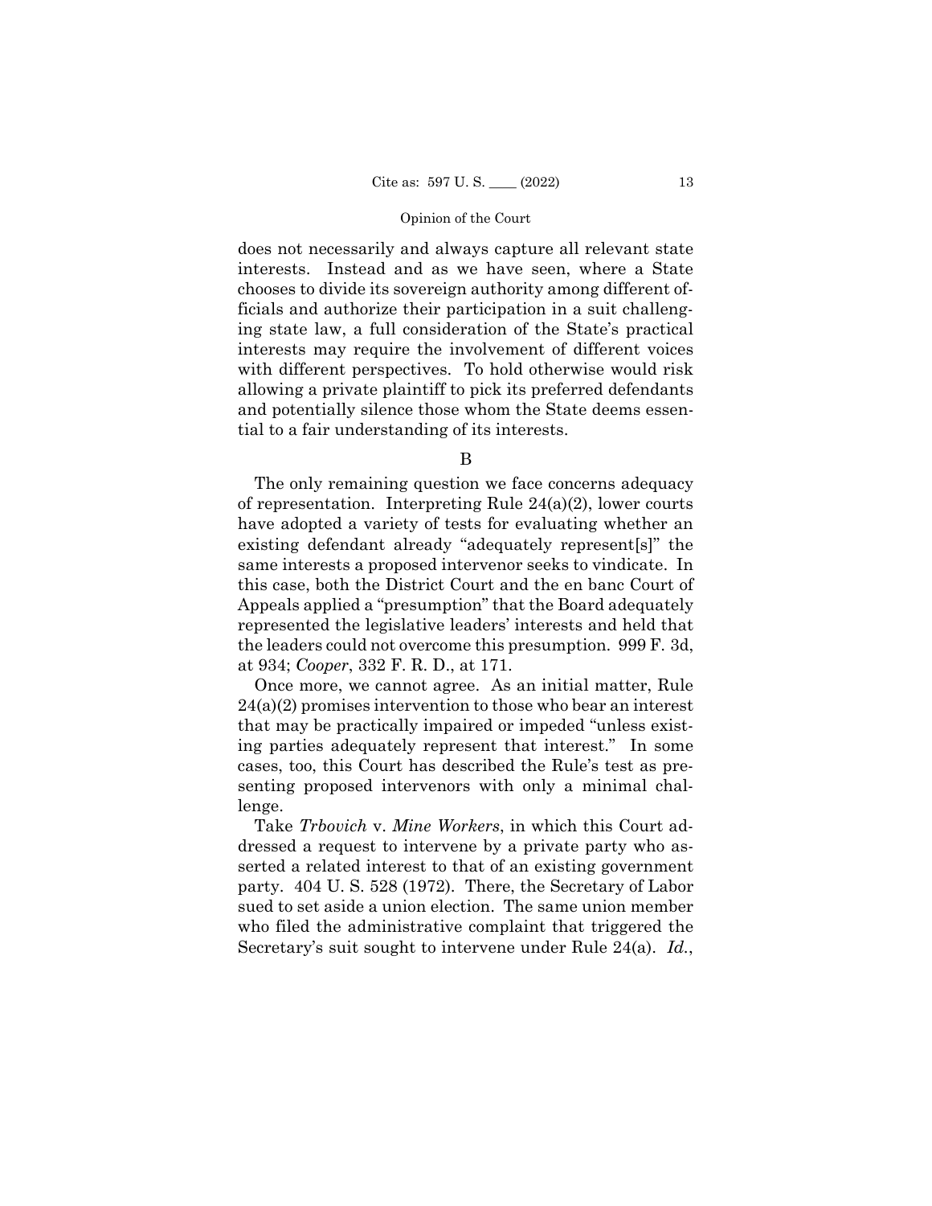does not necessarily and always capture all relevant state interests. Instead and as we have seen, where a State chooses to divide its sovereign authority among different officials and authorize their participation in a suit challenging state law, a full consideration of the State's practical interests may require the involvement of different voices with different perspectives. To hold otherwise would risk allowing a private plaintiff to pick its preferred defendants and potentially silence those whom the State deems essential to a fair understanding of its interests.

## B

The only remaining question we face concerns adequacy of representation. Interpreting Rule 24(a)(2), lower courts have adopted a variety of tests for evaluating whether an existing defendant already "adequately represent[s]" the same interests a proposed intervenor seeks to vindicate. In this case, both the District Court and the en banc Court of Appeals applied a "presumption" that the Board adequately represented the legislative leaders' interests and held that the leaders could not overcome this presumption. 999 F. 3d, at 934; *Cooper*, 332 F. R. D., at 171.

Once more, we cannot agree. As an initial matter, Rule 24(a)(2) promises intervention to those who bear an interest that may be practically impaired or impeded "unless existing parties adequately represent that interest." In some cases, too, this Court has described the Rule's test as presenting proposed intervenors with only a minimal challenge.

Take *Trbovich* v. *Mine Workers*, in which this Court addressed a request to intervene by a private party who asserted a related interest to that of an existing government party. 404 U. S. 528 (1972). There, the Secretary of Labor sued to set aside a union election. The same union member who filed the administrative complaint that triggered the Secretary's suit sought to intervene under Rule 24(a). *Id.*,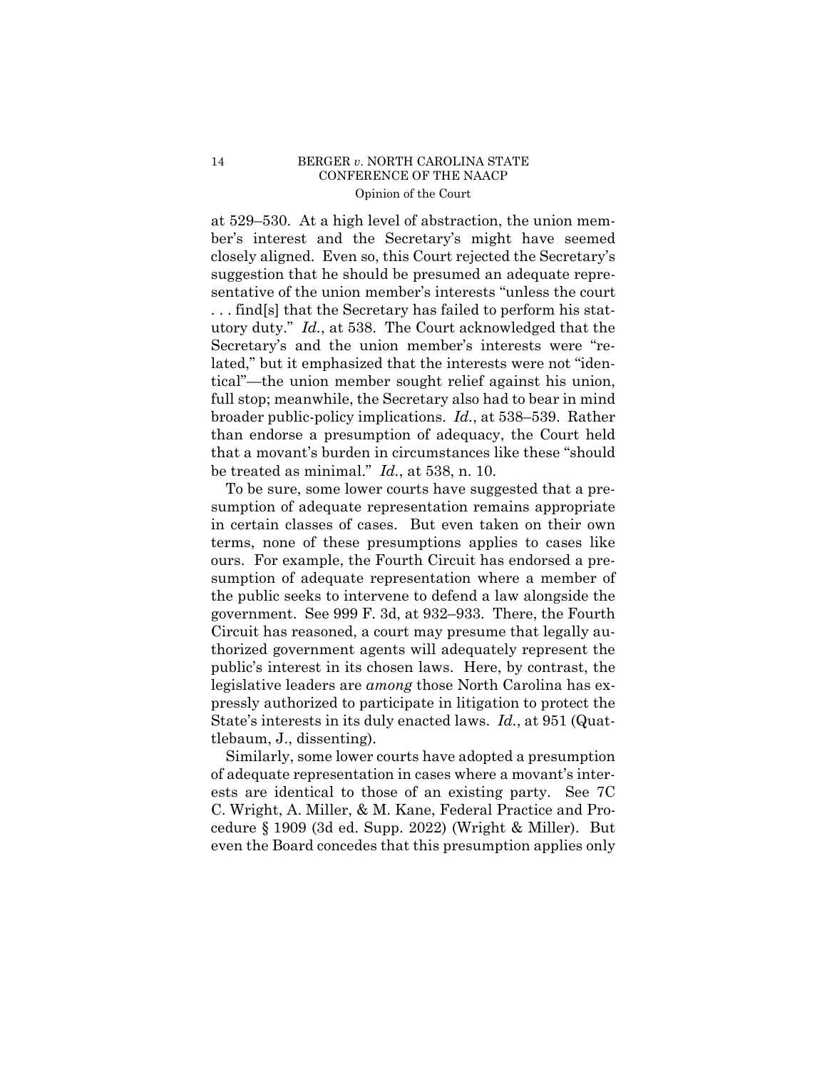at 529–530. At a high level of abstraction, the union member's interest and the Secretary's might have seemed closely aligned. Even so, this Court rejected the Secretary's suggestion that he should be presumed an adequate representative of the union member's interests "unless the court . . . find[s] that the Secretary has failed to perform his statutory duty." *Id.*, at 538. The Court acknowledged that the Secretary's and the union member's interests were "related," but it emphasized that the interests were not "identical"—the union member sought relief against his union, full stop; meanwhile, the Secretary also had to bear in mind broader public-policy implications. *Id.*, at 538–539. Rather than endorse a presumption of adequacy, the Court held that a movant's burden in circumstances like these "should be treated as minimal." *Id.*, at 538, n. 10.

To be sure, some lower courts have suggested that a presumption of adequate representation remains appropriate in certain classes of cases. But even taken on their own terms, none of these presumptions applies to cases like ours. For example, the Fourth Circuit has endorsed a presumption of adequate representation where a member of the public seeks to intervene to defend a law alongside the government. See 999 F. 3d, at 932–933. There, the Fourth Circuit has reasoned, a court may presume that legally authorized government agents will adequately represent the public's interest in its chosen laws. Here, by contrast, the legislative leaders are *among* those North Carolina has expressly authorized to participate in litigation to protect the State's interests in its duly enacted laws. *Id.*, at 951 (Quattlebaum, J., dissenting).

Similarly, some lower courts have adopted a presumption of adequate representation in cases where a movant's interests are identical to those of an existing party. See 7C C. Wright, A. Miller, & M. Kane, Federal Practice and Procedure § 1909 (3d ed. Supp. 2022) (Wright & Miller). But even the Board concedes that this presumption applies only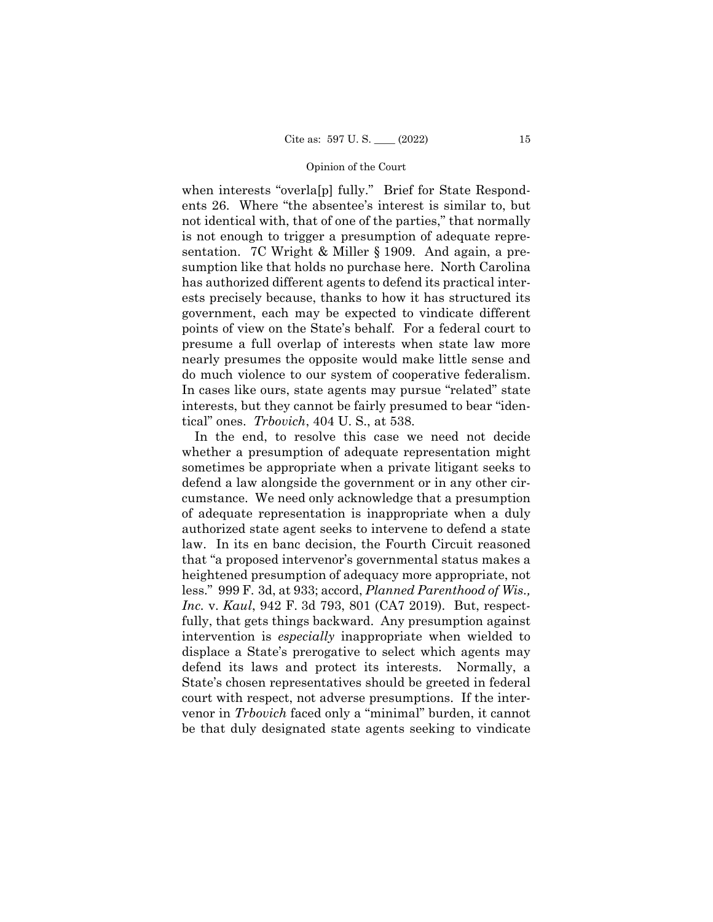when interests "overla[p] fully." Brief for State Respondents 26. Where "the absentee's interest is similar to, but not identical with, that of one of the parties," that normally is not enough to trigger a presumption of adequate representation. 7C Wright & Miller § 1909. And again, a presumption like that holds no purchase here. North Carolina has authorized different agents to defend its practical interests precisely because, thanks to how it has structured its government, each may be expected to vindicate different points of view on the State's behalf. For a federal court to presume a full overlap of interests when state law more nearly presumes the opposite would make little sense and do much violence to our system of cooperative federalism. In cases like ours, state agents may pursue "related" state interests, but they cannot be fairly presumed to bear "identical" ones. *Trbovich*, 404 U. S., at 538.

In the end, to resolve this case we need not decide whether a presumption of adequate representation might sometimes be appropriate when a private litigant seeks to defend a law alongside the government or in any other circumstance. We need only acknowledge that a presumption of adequate representation is inappropriate when a duly authorized state agent seeks to intervene to defend a state law. In its en banc decision, the Fourth Circuit reasoned that "a proposed intervenor's governmental status makes a heightened presumption of adequacy more appropriate, not less." 999 F. 3d, at 933; accord, *Planned Parenthood of Wis., Inc.* v. *Kaul*, 942 F. 3d 793, 801 (CA7 2019). But, respectfully, that gets things backward. Any presumption against intervention is *especially* inappropriate when wielded to displace a State's prerogative to select which agents may defend its laws and protect its interests. Normally, a State's chosen representatives should be greeted in federal court with respect, not adverse presumptions. If the intervenor in *Trbovich* faced only a "minimal" burden, it cannot be that duly designated state agents seeking to vindicate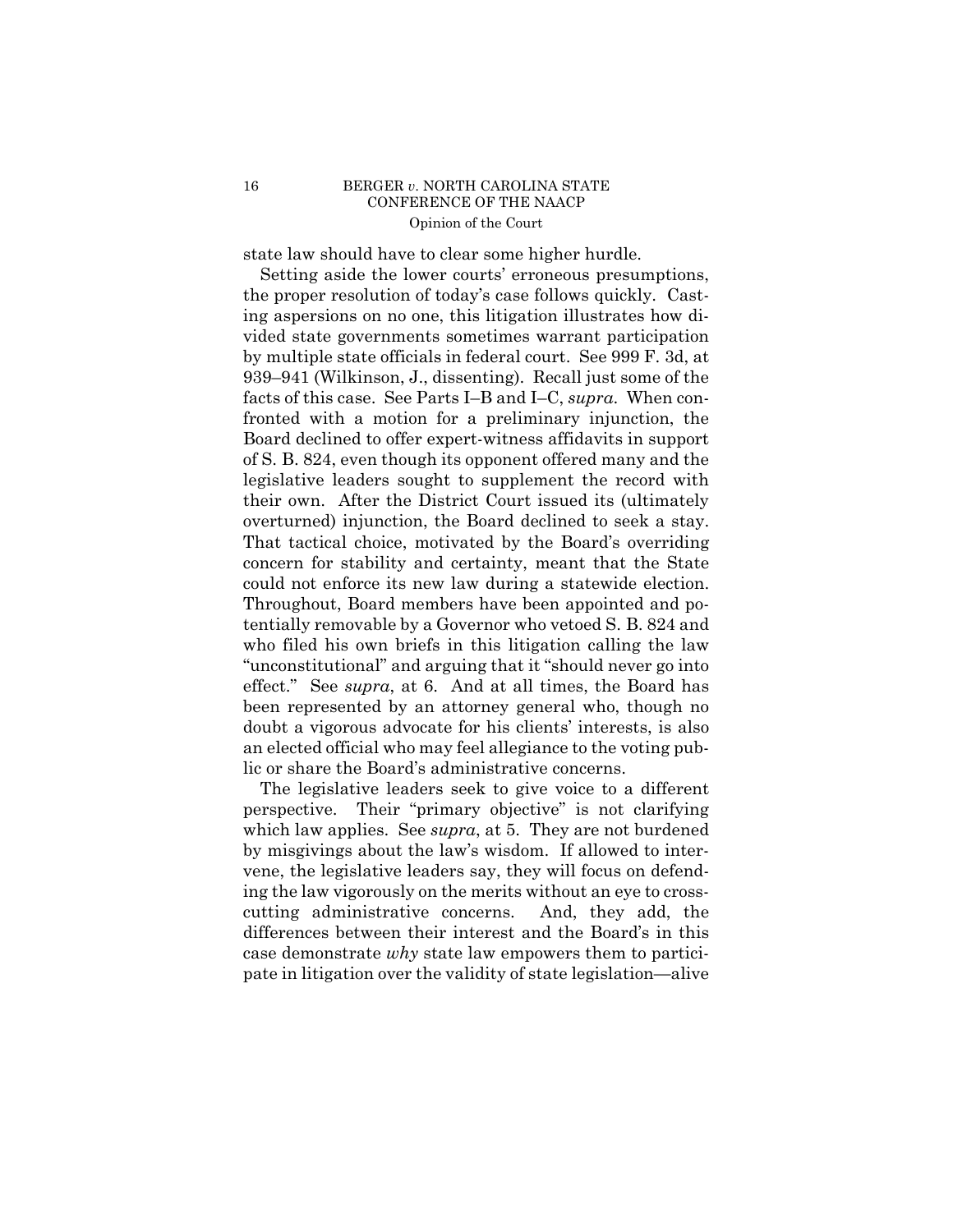state law should have to clear some higher hurdle.

Setting aside the lower courts' erroneous presumptions, the proper resolution of today's case follows quickly. Casting aspersions on no one, this litigation illustrates how divided state governments sometimes warrant participation by multiple state officials in federal court. See 999 F. 3d, at 939–941 (Wilkinson, J., dissenting). Recall just some of the facts of this case. See Parts I–B and I–C, *supra*. When confronted with a motion for a preliminary injunction, the Board declined to offer expert-witness affidavits in support of S. B. 824, even though its opponent offered many and the legislative leaders sought to supplement the record with their own. After the District Court issued its (ultimately overturned) injunction, the Board declined to seek a stay. That tactical choice, motivated by the Board's overriding concern for stability and certainty, meant that the State could not enforce its new law during a statewide election. Throughout, Board members have been appointed and potentially removable by a Governor who vetoed S. B. 824 and who filed his own briefs in this litigation calling the law "unconstitutional" and arguing that it "should never go into effect." See *supra*, at 6. And at all times, the Board has been represented by an attorney general who, though no doubt a vigorous advocate for his clients' interests, is also an elected official who may feel allegiance to the voting public or share the Board's administrative concerns.

The legislative leaders seek to give voice to a different perspective. Their "primary objective" is not clarifying which law applies. See *supra*, at 5. They are not burdened by misgivings about the law's wisdom. If allowed to intervene, the legislative leaders say, they will focus on defending the law vigorously on the merits without an eye to cross-cutting administrative concerns. And, they add, the differences between their interest and the Board's in this case demonstrate *why* state law empowers them to participate in litigation over the validity of state legislation—alive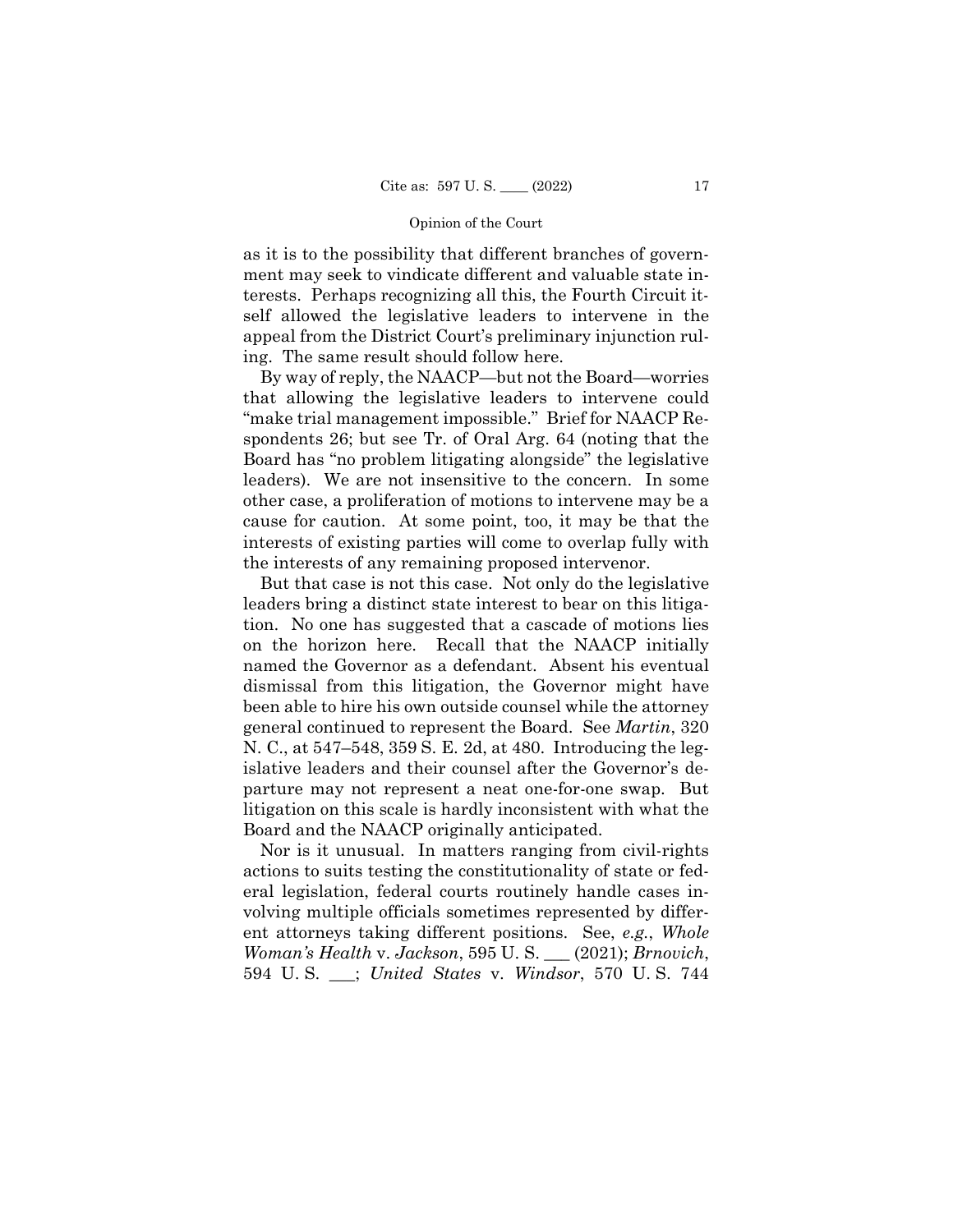as it is to the possibility that different branches of government may seek to vindicate different and valuable state interests. Perhaps recognizing all this, the Fourth Circuit itself allowed the legislative leaders to intervene in the appeal from the District Court's preliminary injunction ruling. The same result should follow here.

By way of reply, the NAACP—but not the Board—worries that allowing the legislative leaders to intervene could "make trial management impossible." Brief for NAACP Respondents 26; but see Tr. of Oral Arg. 64 (noting that the Board has "no problem litigating alongside" the legislative leaders). We are not insensitive to the concern. In some other case, a proliferation of motions to intervene may be a cause for caution. At some point, too, it may be that the interests of existing parties will come to overlap fully with the interests of any remaining proposed intervenor.

But that case is not this case. Not only do the legislative leaders bring a distinct state interest to bear on this litigation. No one has suggested that a cascade of motions lies on the horizon here. Recall that the NAACP initially named the Governor as a defendant. Absent his eventual dismissal from this litigation, the Governor might have been able to hire his own outside counsel while the attorney general continued to represent the Board. See *Martin*, 320 N. C., at 547–548, 359 S. E. 2d, at 480. Introducing the legislative leaders and their counsel after the Governor's departure may not represent a neat one-for-one swap. But litigation on this scale is hardly inconsistent with what the Board and the NAACP originally anticipated.

Nor is it unusual. In matters ranging from civil-rights actions to suits testing the constitutionality of state or federal legislation, federal courts routinely handle cases involving multiple officials sometimes represented by different attorneys taking different positions. See, *e.g.*, *Whole Woman's Health* v. *Jackson*, 595 U. S. ___ (2021); *Brnovich*, 594 U. S. ___; *United States* v. *Windsor*, 570 U. S. 744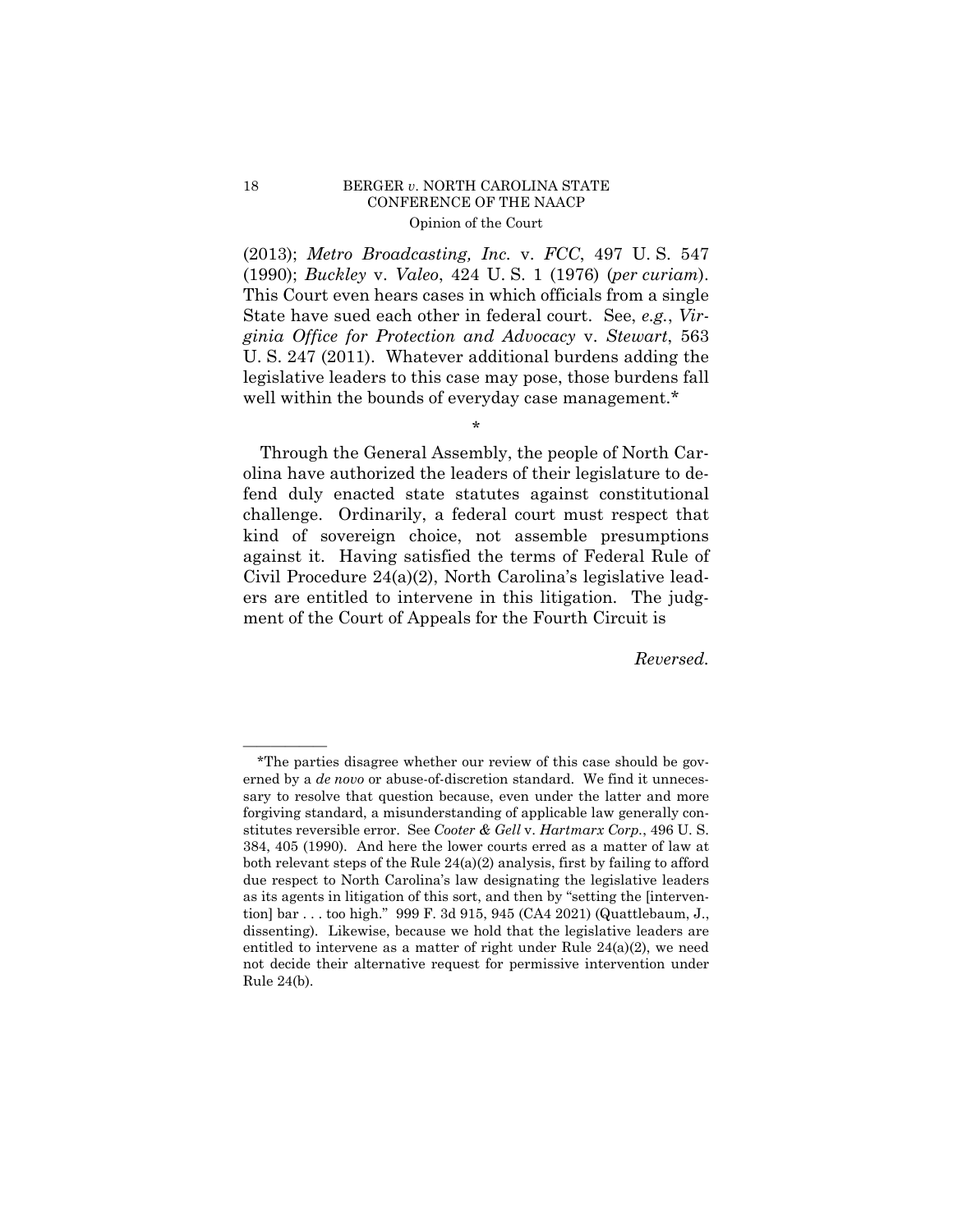(2013); *Metro Broadcasting, Inc.* v. *FCC*, 497 U. S. 547 (1990); *Buckley* v. *Valeo*, 424 U. S. 1 (1976) (*per curiam*). This Court even hears cases in which officials from a single State have sued each other in federal court. See, *e.g.*, *Virginia Office for Protection and Advocacy* v. *Stewart*, 563 U. S. 247 (2011). Whatever additional burdens adding the legislative leaders to this case may pose, those burdens fall well within the bounds of everyday case management.*

\*

Through the General Assembly, the people of North Carolina have authorized the leaders of their legislature to defend duly enacted state statutes against constitutional challenge. Ordinarily, a federal court must respect that kind of sovereign choice, not assemble presumptions against it. Having satisfied the terms of Federal Rule of Civil Procedure 24(a)(2), North Carolina's legislative leaders are entitled to intervene in this litigation. The judgment of the Court of Appeals for the Fourth Circuit is

*Reversed.*

---

*The parties disagree whether our review of this case should be governed by a *de novo* or abuse-of-discretion standard. We find it unnecessary to resolve that question because, even under the latter and more forgiving standard, a misunderstanding of applicable law generally constitutes reversible error. See *Cooter & Gell* v. *Hartmarx Corp.*, 496 U. S. 384, 405 (1990). And here the lower courts erred as a matter of law at both relevant steps of the Rule 24(a)(2) analysis, first by failing to afford due respect to North Carolina's law designating the legislative leaders as its agents in litigation of this sort, and then by "setting the [intervention] bar . . . too high." 999 F. 3d 915, 945 (CA4 2021) (Quattlebaum, J., dissenting). Likewise, because we hold that the legislative leaders are entitled to intervene as a matter of right under Rule 24(a)(2), we need not decide their alternative request for permissive intervention under Rule 24(b).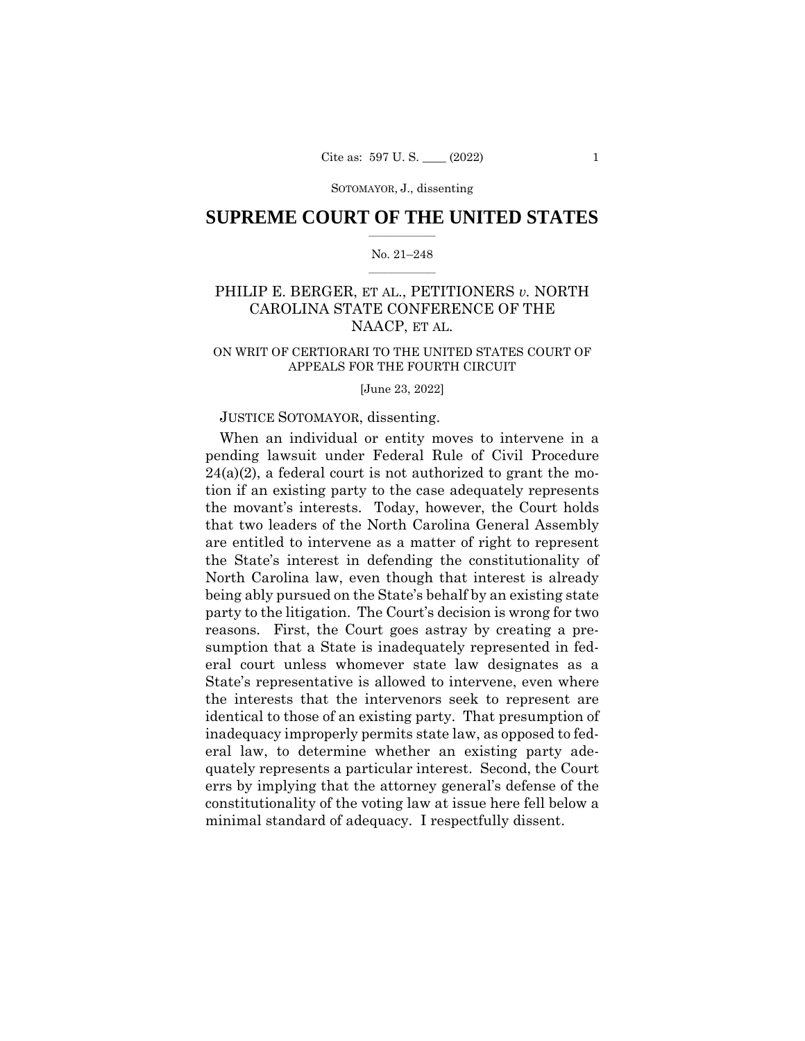# SUPREME COURT OF THE UNITED STATES

No. 21–248

PHILIP E. BERGER, ET AL., PETITIONERS *v.* NORTH CAROLINA STATE CONFERENCE OF THE NAACP, ET AL.

ON WRIT OF CERTIORARI TO THE UNITED STATES COURT OF APPEALS FOR THE FOURTH CIRCUIT

[June 23, 2022]

JUSTICE SOTOMAYOR, dissenting.

When an individual or entity moves to intervene in a pending lawsuit under Federal Rule of Civil Procedure 24(a)(2), a federal court is not authorized to grant the motion if an existing party to the case adequately represents the movant's interests. Today, however, the Court holds that two leaders of the North Carolina General Assembly are entitled to intervene as a matter of right to represent the State's interest in defending the constitutionality of North Carolina law, even though that interest is already being ably pursued on the State's behalf by an existing state party to the litigation. The Court's decision is wrong for two reasons. First, the Court goes astray by creating a presumption that a State is inadequately represented in federal court unless whomever state law designates as a State's representative is allowed to intervene, even where the interests that the intervenors seek to represent are identical to those of an existing party. That presumption of inadequacy improperly permits state law, as opposed to federal law, to determine whether an existing party adequately represents a particular interest. Second, the Court errs by implying that the attorney general's defense of the constitutionality of the voting law at issue here fell below a minimal standard of adequacy. I respectfully dissent.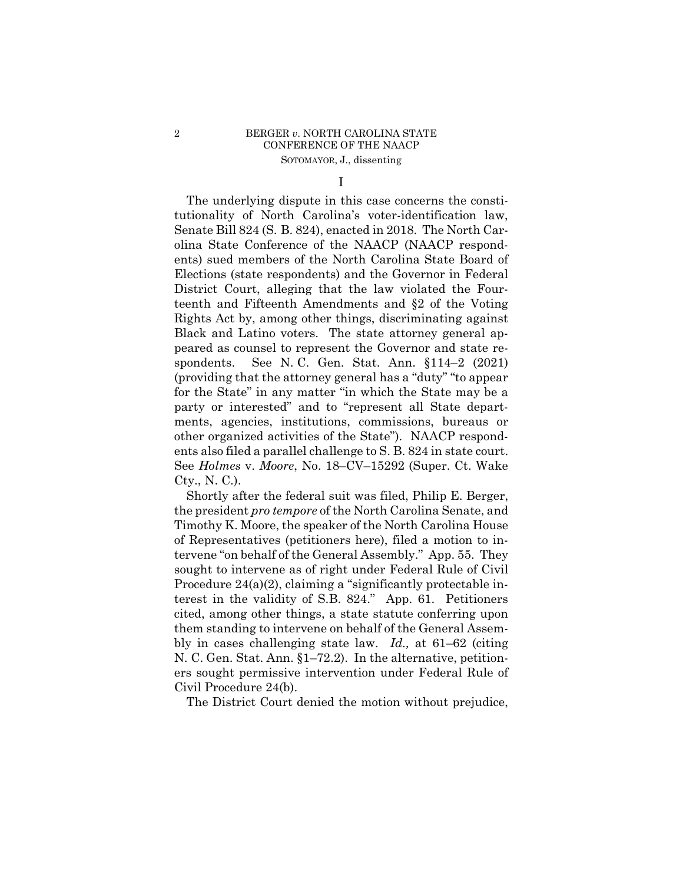I

The underlying dispute in this case concerns the constitutionality of North Carolina's voter-identification law, Senate Bill 824 (S. B. 824), enacted in 2018. The North Carolina State Conference of the NAACP (NAACP respondents) sued members of the North Carolina State Board of Elections (state respondents) and the Governor in Federal District Court, alleging that the law violated the Fourteenth and Fifteenth Amendments and §2 of the Voting Rights Act by, among other things, discriminating against Black and Latino voters. The state attorney general appeared as counsel to represent the Governor and state respondents. See N. C. Gen. Stat. Ann. §114–2 (2021) (providing that the attorney general has a "duty" "to appear for the State" in any matter "in which the State may be a party or interested" and to "represent all State departments, agencies, institutions, commissions, bureaus or other organized activities of the State"). NAACP respondents also filed a parallel challenge to S. B. 824 in state court. See *Holmes* v. *Moore*, No. 18–CV–15292 (Super. Ct. Wake Cty., N. C.).

Shortly after the federal suit was filed, Philip E. Berger, the president *pro tempore* of the North Carolina Senate, and Timothy K. Moore, the speaker of the North Carolina House of Representatives (petitioners here), filed a motion to intervene "on behalf of the General Assembly." App. 55. They sought to intervene as of right under Federal Rule of Civil Procedure 24(a)(2), claiming a "significantly protectable interest in the validity of S.B. 824." App. 61. Petitioners cited, among other things, a state statute conferring upon them standing to intervene on behalf of the General Assembly in cases challenging state law. *Id.,* at 61–62 (citing N. C. Gen. Stat. Ann. §1–72.2). In the alternative, petitioners sought permissive intervention under Federal Rule of Civil Procedure 24(b).

The District Court denied the motion without prejudice,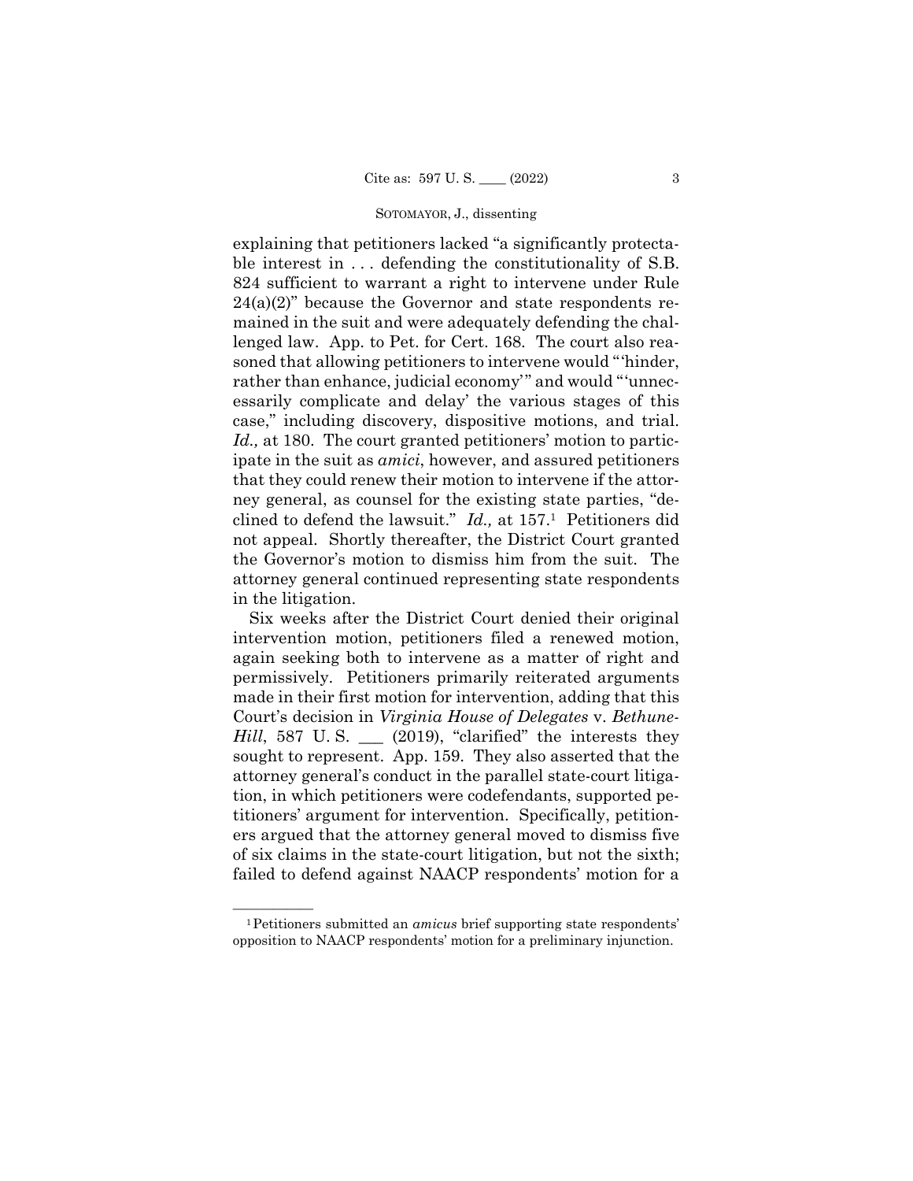explaining that petitioners lacked "a significantly protectable interest in . . . defending the constitutionality of S.B. 824 sufficient to warrant a right to intervene under Rule 24(a)(2)" because the Governor and state respondents remained in the suit and were adequately defending the challenged law. App. to Pet. for Cert. 168. The court also reasoned that allowing petitioners to intervene would "'hinder, rather than enhance, judicial economy'" and would "'unnecessarily complicate and delay' the various stages of this case," including discovery, dispositive motions, and trial. *Id.,* at 180. The court granted petitioners' motion to participate in the suit as *amici*, however, and assured petitioners that they could renew their motion to intervene if the attorney general, as counsel for the existing state parties, "declined to defend the lawsuit." *Id.,* at 157.[1] Petitioners did not appeal. Shortly thereafter, the District Court granted the Governor's motion to dismiss him from the suit. The attorney general continued representing state respondents in the litigation.

Six weeks after the District Court denied their original intervention motion, petitioners filed a renewed motion, again seeking both to intervene as a matter of right and permissively. Petitioners primarily reiterated arguments made in their first motion for intervention, adding that this Court's decision in *Virginia House of Delegates* v. *Bethune-Hill*, 587 U. S. \_\_\_ (2019), "clarified" the interests they sought to represent. App. 159. They also asserted that the attorney general's conduct in the parallel state-court litigation, in which petitioners were codefendants, supported petitioners' argument for intervention. Specifically, petitioners argued that the attorney general moved to dismiss five of six claims in the state-court litigation, but not the sixth; failed to defend against NAACP respondents' motion for a

---

[1] Petitioners submitted an *amicus* brief supporting state respondents' opposition to NAACP respondents' motion for a preliminary injunction.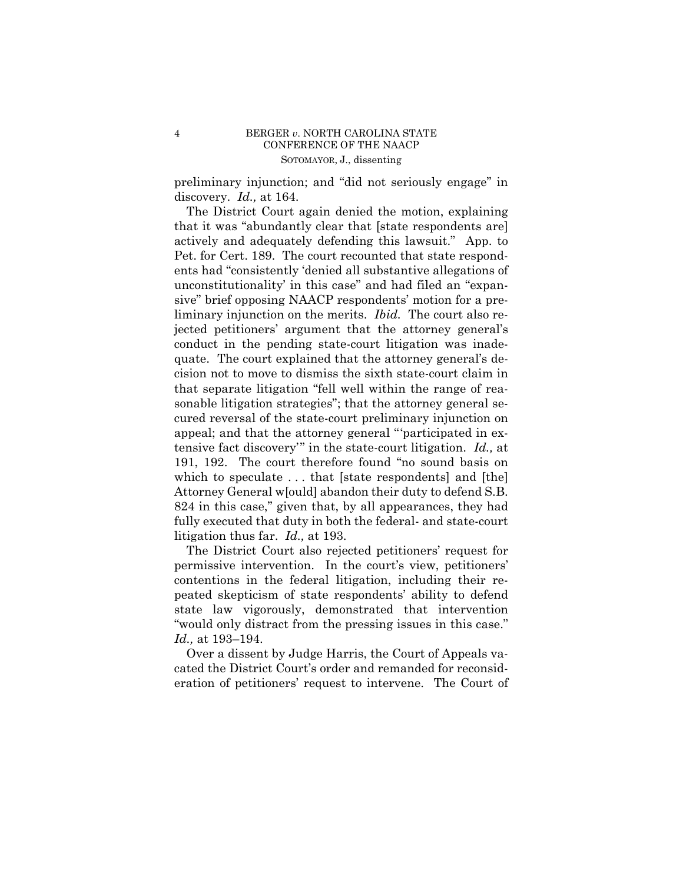preliminary injunction; and "did not seriously engage" in discovery. *Id.,* at 164.

The District Court again denied the motion, explaining that it was "abundantly clear that [state respondents are] actively and adequately defending this lawsuit." App. to Pet. for Cert. 189. The court recounted that state respondents had "consistently 'denied all substantive allegations of unconstitutionality' in this case" and had filed an "expansive" brief opposing NAACP respondents' motion for a preliminary injunction on the merits. *Ibid.* The court also rejected petitioners' argument that the attorney general's conduct in the pending state-court litigation was inadequate. The court explained that the attorney general's decision not to move to dismiss the sixth state-court claim in that separate litigation "fell well within the range of reasonable litigation strategies"; that the attorney general secured reversal of the state-court preliminary injunction on appeal; and that the attorney general "'participated in extensive fact discovery'" in the state-court litigation. *Id.,* at 191, 192. The court therefore found "no sound basis on which to speculate . . . that [state respondents] and [the] Attorney General w[ould] abandon their duty to defend S.B. 824 in this case," given that, by all appearances, they had fully executed that duty in both the federal- and state-court litigation thus far. *Id.,* at 193.

The District Court also rejected petitioners' request for permissive intervention. In the court's view, petitioners' contentions in the federal litigation, including their repeated skepticism of state respondents' ability to defend state law vigorously, demonstrated that intervention "would only distract from the pressing issues in this case." *Id.,* at 193–194.

Over a dissent by Judge Harris, the Court of Appeals vacated the District Court's order and remanded for reconsideration of petitioners' request to intervene. The Court of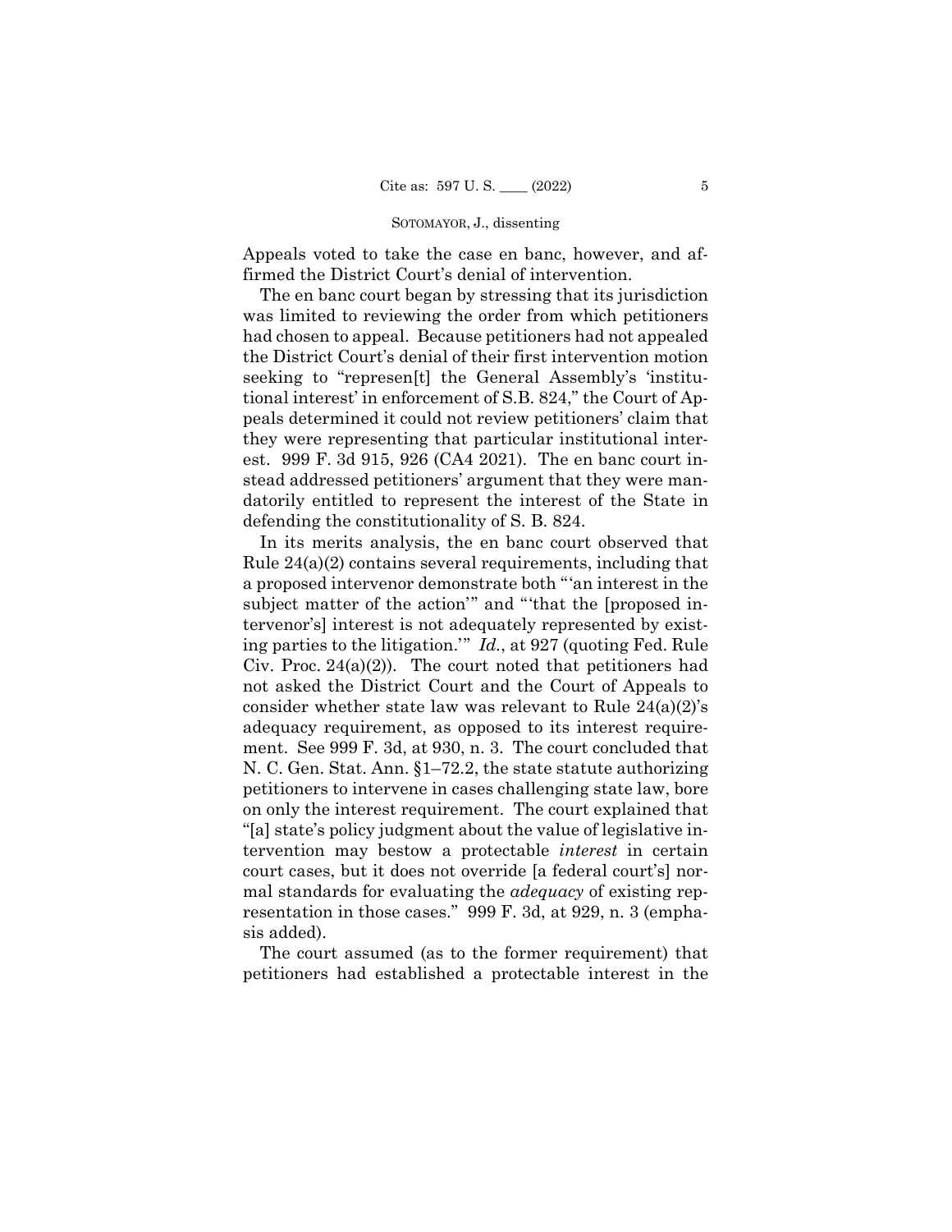Appeals voted to take the case en banc, however, and affirmed the District Court's denial of intervention.

The en banc court began by stressing that its jurisdiction was limited to reviewing the order from which petitioners had chosen to appeal. Because petitioners had not appealed the District Court's denial of their first intervention motion seeking to "represen[t] the General Assembly's 'institutional interest' in enforcement of S.B. 824," the Court of Appeals determined it could not review petitioners' claim that they were representing that particular institutional interest. 999 F. 3d 915, 926 (CA4 2021). The en banc court instead addressed petitioners' argument that they were mandatorily entitled to represent the interest of the State in defending the constitutionality of S. B. 824.

In its merits analysis, the en banc court observed that Rule 24(a)(2) contains several requirements, including that a proposed intervenor demonstrate both "'an interest in the subject matter of the action'" and "'that the [proposed intervenor's] interest is not adequately represented by existing parties to the litigation.'" *Id.*, at 927 (quoting Fed. Rule Civ. Proc. 24(a)(2)). The court noted that petitioners had not asked the District Court and the Court of Appeals to consider whether state law was relevant to Rule 24(a)(2)'s adequacy requirement, as opposed to its interest requirement. See 999 F. 3d, at 930, n. 3. The court concluded that N. C. Gen. Stat. Ann. §1–72.2, the state statute authorizing petitioners to intervene in cases challenging state law, bore on only the interest requirement. The court explained that "[a] state's policy judgment about the value of legislative intervention may bestow a protectable *interest* in certain court cases, but it does not override [a federal court's] normal standards for evaluating the *adequacy* of existing representation in those cases." 999 F. 3d, at 929, n. 3 (emphasis added).

The court assumed (as to the former requirement) that petitioners had established a protectable interest in the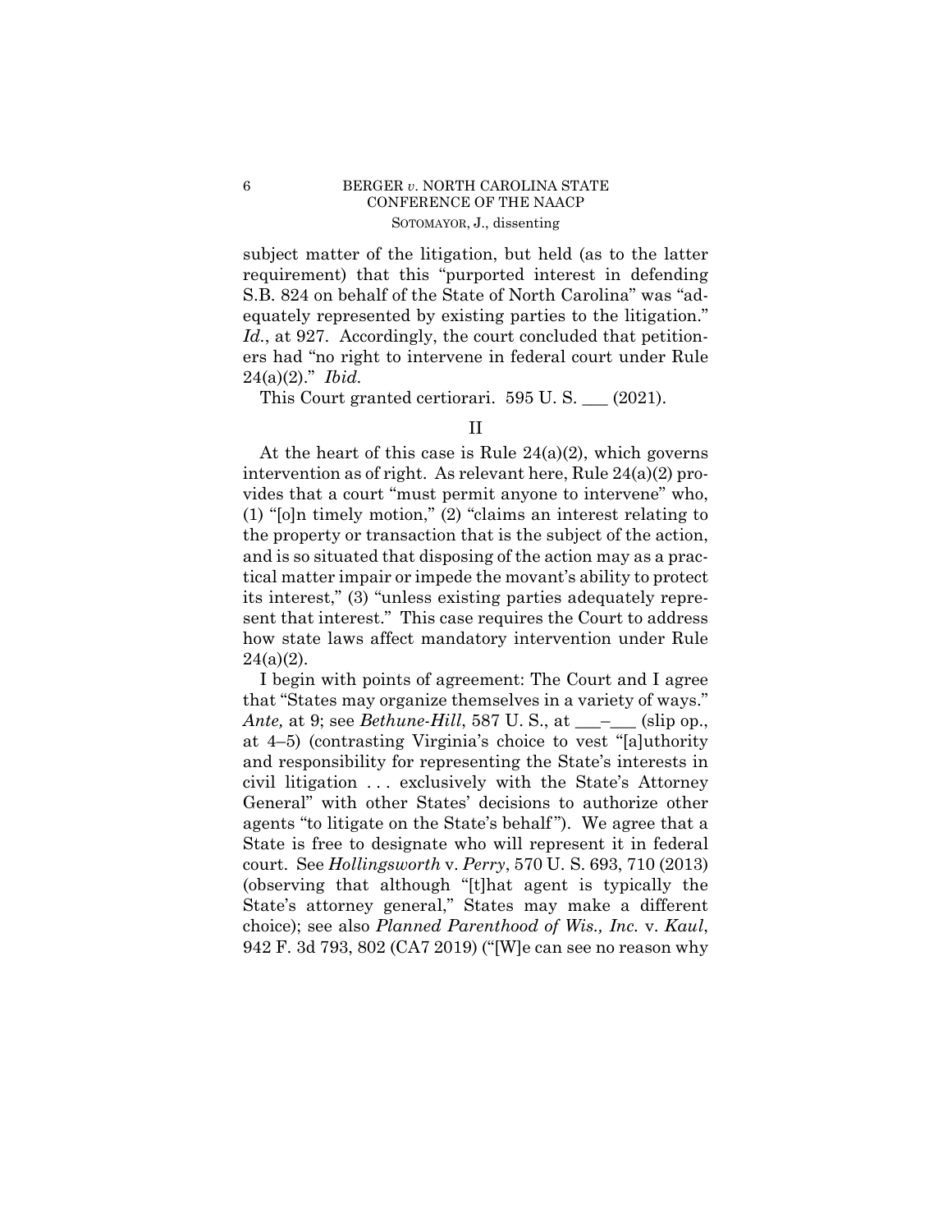subject matter of the litigation, but held (as to the latter requirement) that this "purported interest in defending S.B. 824 on behalf of the State of North Carolina" was "adequately represented by existing parties to the litigation." *Id.*, at 927. Accordingly, the court concluded that petitioners had "no right to intervene in federal court under Rule 24(a)(2)." *Ibid.*

This Court granted certiorari. 595 U. S. ___ (2021).

## II

At the heart of this case is Rule 24(a)(2), which governs intervention as of right. As relevant here, Rule 24(a)(2) provides that a court "must permit anyone to intervene" who, (1) "[o]n timely motion," (2) "claims an interest relating to the property or transaction that is the subject of the action, and is so situated that disposing of the action may as a practical matter impair or impede the movant's ability to protect its interest," (3) "unless existing parties adequately represent that interest." This case requires the Court to address how state laws affect mandatory intervention under Rule 24(a)(2).

I begin with points of agreement: The Court and I agree that "States may organize themselves in a variety of ways." *Ante,* at 9; see *Bethune-Hill*, 587 U. S., at ___–___ (slip op., at 4–5) (contrasting Virginia's choice to vest "[a]uthority and responsibility for representing the State's interests in civil litigation . . . exclusively with the State's Attorney General" with other States' decisions to authorize other agents "to litigate on the State's behalf"). We agree that a State is free to designate who will represent it in federal court. See *Hollingsworth* v. *Perry*, 570 U. S. 693, 710 (2013) (observing that although "[t]hat agent is typically the State's attorney general," States may make a different choice); see also *Planned Parenthood of Wis., Inc.* v. *Kaul*, 942 F. 3d 793, 802 (CA7 2019) ("[W]e can see no reason why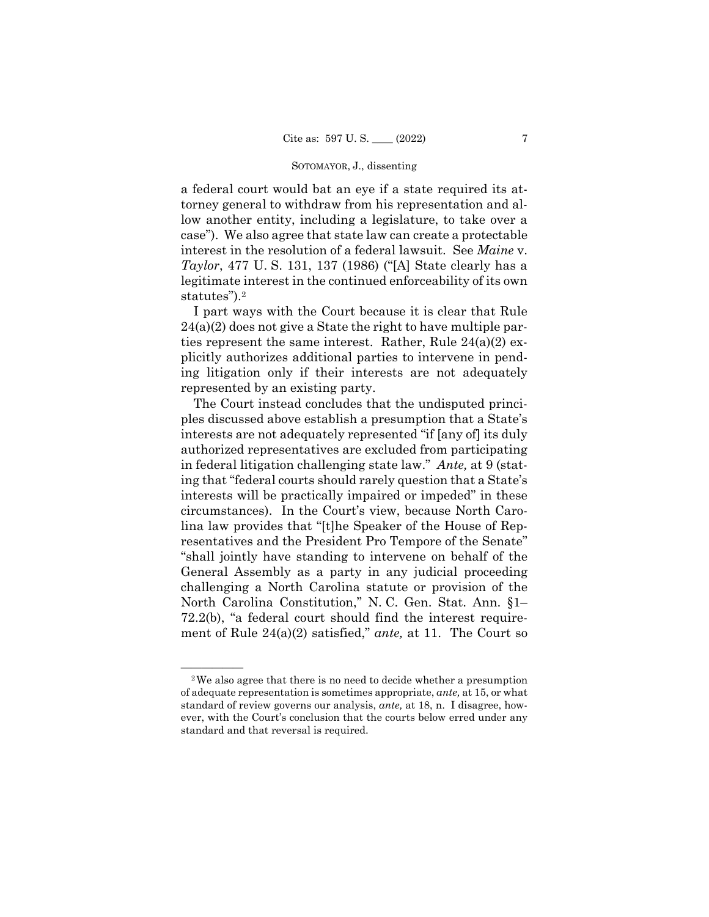a federal court would bat an eye if a state required its attorney general to withdraw from his representation and allow another entity, including a legislature, to take over a case"). We also agree that state law can create a protectable interest in the resolution of a federal lawsuit. See *Maine* v. *Taylor*, 477 U. S. 131, 137 (1986) ("[A] State clearly has a legitimate interest in the continued enforceability of its own statutes").[2]

I part ways with the Court because it is clear that Rule 24(a)(2) does not give a State the right to have multiple parties represent the same interest. Rather, Rule 24(a)(2) explicitly authorizes additional parties to intervene in pending litigation only if their interests are not adequately represented by an existing party.

The Court instead concludes that the undisputed principles discussed above establish a presumption that a State's interests are not adequately represented "if [any of] its duly authorized representatives are excluded from participating in federal litigation challenging state law." *Ante,* at 9 (stating that "federal courts should rarely question that a State's interests will be practically impaired or impeded" in these circumstances). In the Court's view, because North Carolina law provides that "[t]he Speaker of the House of Representatives and the President Pro Tempore of the Senate" "shall jointly have standing to intervene on behalf of the General Assembly as a party in any judicial proceeding challenging a North Carolina statute or provision of the North Carolina Constitution," N. C. Gen. Stat. Ann. §1–72.2(b), "a federal court should find the interest requirement of Rule 24(a)(2) satisfied," *ante,* at 11. The Court so

---

[2] We also agree that there is no need to decide whether a presumption of adequate representation is sometimes appropriate, *ante,* at 15, or what standard of review governs our analysis, *ante,* at 18, n. I disagree, however, with the Court's conclusion that the courts below erred under any standard and that reversal is required.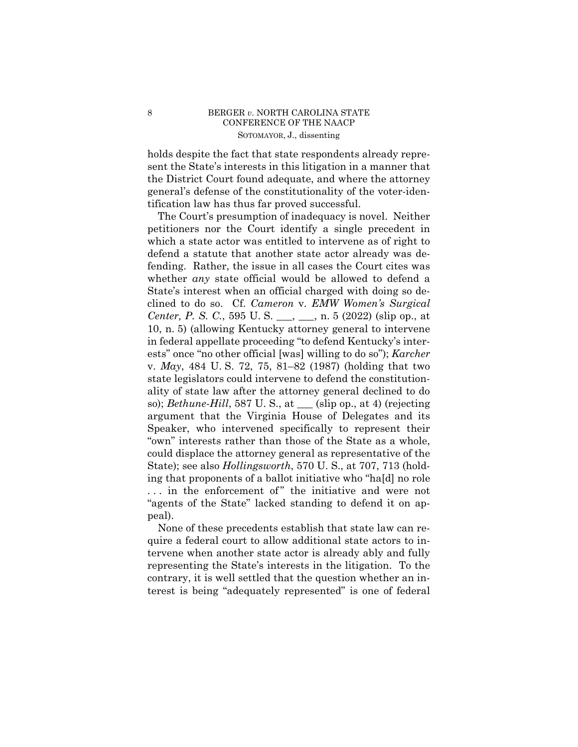holds despite the fact that state respondents already represent the State's interests in this litigation in a manner that the District Court found adequate, and where the attorney general's defense of the constitutionality of the voter-identification law has thus far proved successful.

The Court's presumption of inadequacy is novel. Neither petitioners nor the Court identify a single precedent in which a state actor was entitled to intervene as of right to defend a statute that another state actor already was defending. Rather, the issue in all cases the Court cites was whether *any* state official would be allowed to defend a State's interest when an official charged with doing so declined to do so. Cf. *Cameron* v. *EMW Women's Surgical Center, P. S. C.*, 595 U. S. \_\_\_, \_\_\_, n. 5 (2022) (slip op., at 10, n. 5) (allowing Kentucky attorney general to intervene in federal appellate proceeding "to defend Kentucky's interests" once "no other official [was] willing to do so"); *Karcher* v. *May*, 484 U. S. 72, 75, 81–82 (1987) (holding that two state legislators could intervene to defend the constitutionality of state law after the attorney general declined to do so); *Bethune-Hill*, 587 U. S., at \_\_\_ (slip op., at 4) (rejecting argument that the Virginia House of Delegates and its Speaker, who intervened specifically to represent their "own" interests rather than those of the State as a whole, could displace the attorney general as representative of the State); see also *Hollingsworth*, 570 U. S., at 707, 713 (holding that proponents of a ballot initiative who "ha[d] no role . . . in the enforcement of" the initiative and were not "agents of the State" lacked standing to defend it on appeal).

None of these precedents establish that state law can require a federal court to allow additional state actors to intervene when another state actor is already ably and fully representing the State's interests in the litigation. To the contrary, it is well settled that the question whether an interest is being "adequately represented" is one of federal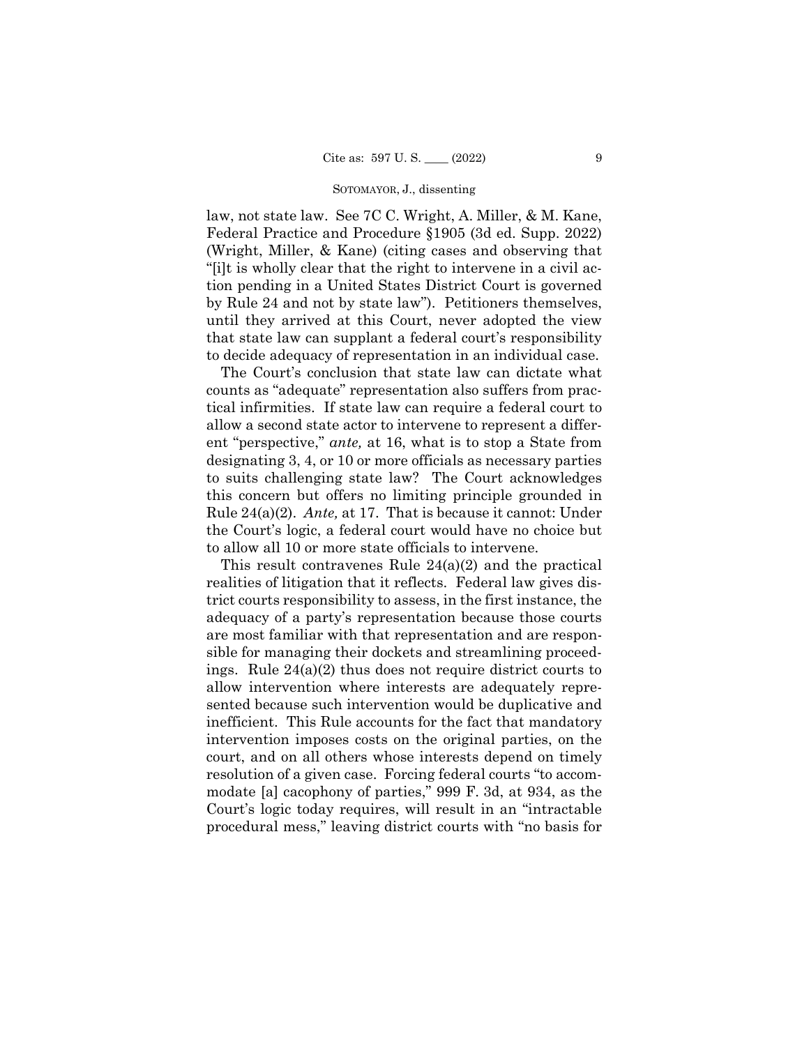law, not state law. See 7C C. Wright, A. Miller, & M. Kane, Federal Practice and Procedure §1905 (3d ed. Supp. 2022) (Wright, Miller, & Kane) (citing cases and observing that "[i]t is wholly clear that the right to intervene in a civil action pending in a United States District Court is governed by Rule 24 and not by state law"). Petitioners themselves, until they arrived at this Court, never adopted the view that state law can supplant a federal court's responsibility to decide adequacy of representation in an individual case.

The Court's conclusion that state law can dictate what counts as "adequate" representation also suffers from practical infirmities. If state law can require a federal court to allow a second state actor to intervene to represent a different "perspective," *ante,* at 16, what is to stop a State from designating 3, 4, or 10 or more officials as necessary parties to suits challenging state law? The Court acknowledges this concern but offers no limiting principle grounded in Rule 24(a)(2). *Ante,* at 17. That is because it cannot: Under the Court's logic, a federal court would have no choice but to allow all 10 or more state officials to intervene.

This result contravenes Rule 24(a)(2) and the practical realities of litigation that it reflects. Federal law gives district courts responsibility to assess, in the first instance, the adequacy of a party's representation because those courts are most familiar with that representation and are responsible for managing their dockets and streamlining proceedings. Rule 24(a)(2) thus does not require district courts to allow intervention where interests are adequately represented because such intervention would be duplicative and inefficient. This Rule accounts for the fact that mandatory intervention imposes costs on the original parties, on the court, and on all others whose interests depend on timely resolution of a given case. Forcing federal courts "to accommodate [a] cacophony of parties," 999 F. 3d, at 934, as the Court's logic today requires, will result in an "intractable procedural mess," leaving district courts with "no basis for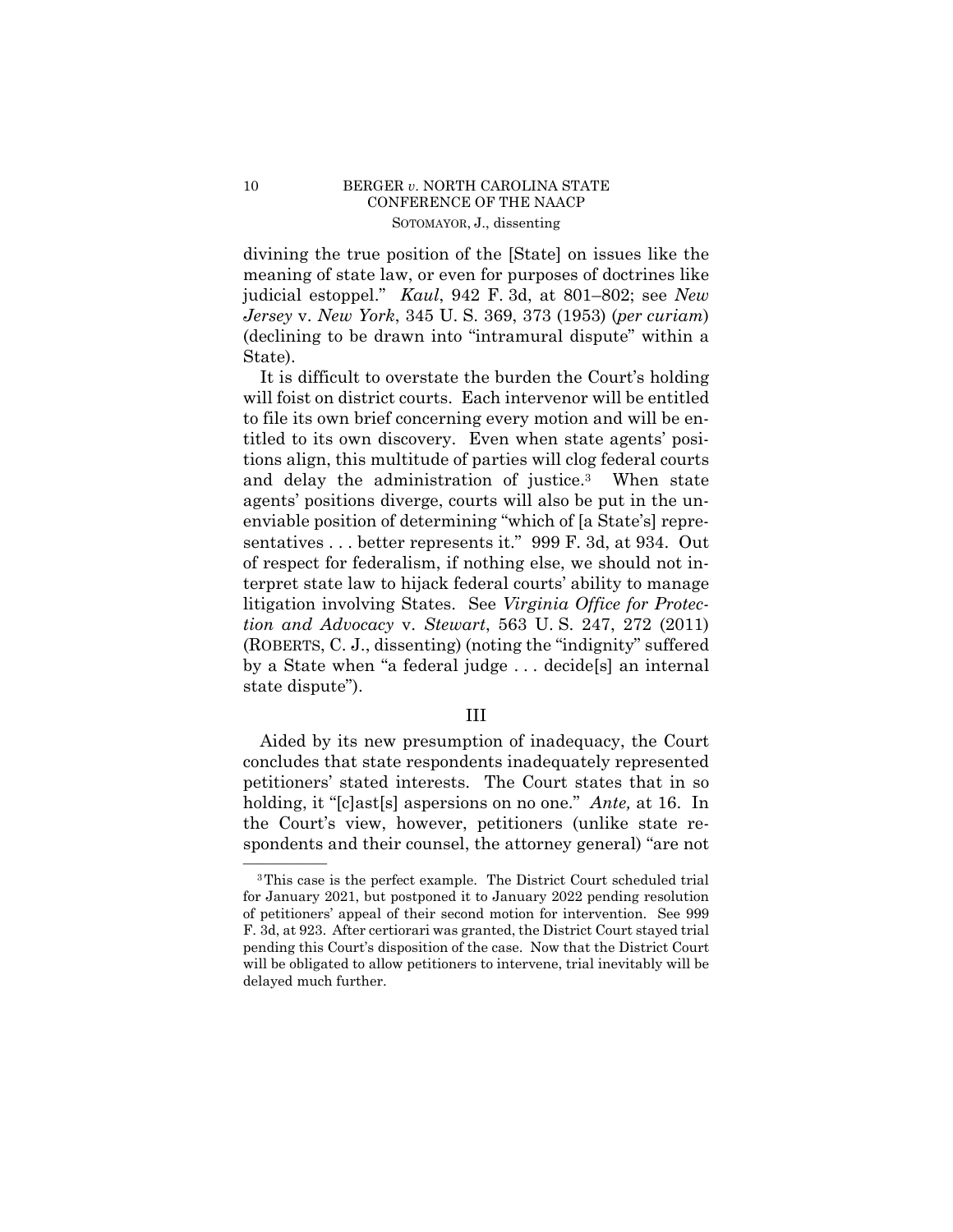divining the true position of the [State] on issues like the meaning of state law, or even for purposes of doctrines like judicial estoppel." *Kaul*, 942 F. 3d, at 801–802; see *New Jersey* v. *New York*, 345 U. S. 369, 373 (1953) (*per curiam*) (declining to be drawn into "intramural dispute" within a State).

It is difficult to overstate the burden the Court's holding will foist on district courts. Each intervenor will be entitled to file its own brief concerning every motion and will be entitled to its own discovery. Even when state agents' positions align, this multitude of parties will clog federal courts and delay the administration of justice.[3] When state agents' positions diverge, courts will also be put in the unenviable position of determining "which of [a State's] representatives . . . better represents it." 999 F. 3d, at 934. Out of respect for federalism, if nothing else, we should not interpret state law to hijack federal courts' ability to manage litigation involving States. See *Virginia Office for Protection and Advocacy* v. *Stewart*, 563 U. S. 247, 272 (2011) (ROBERTS, C. J., dissenting) (noting the "indignity" suffered by a State when "a federal judge . . . decide[s] an internal state dispute").

## III

Aided by its new presumption of inadequacy, the Court concludes that state respondents inadequately represented petitioners' stated interests. The Court states that in so holding, it "[c]ast[s] aspersions on no one." *Ante,* at 16. In the Court's view, however, petitioners (unlike state respondents and their counsel, the attorney general) "are not

---

[3] This case is the perfect example. The District Court scheduled trial for January 2021, but postponed it to January 2022 pending resolution of petitioners' appeal of their second motion for intervention. See 999 F. 3d, at 923. After certiorari was granted, the District Court stayed trial pending this Court's disposition of the case. Now that the District Court will be obligated to allow petitioners to intervene, trial inevitably will be delayed much further.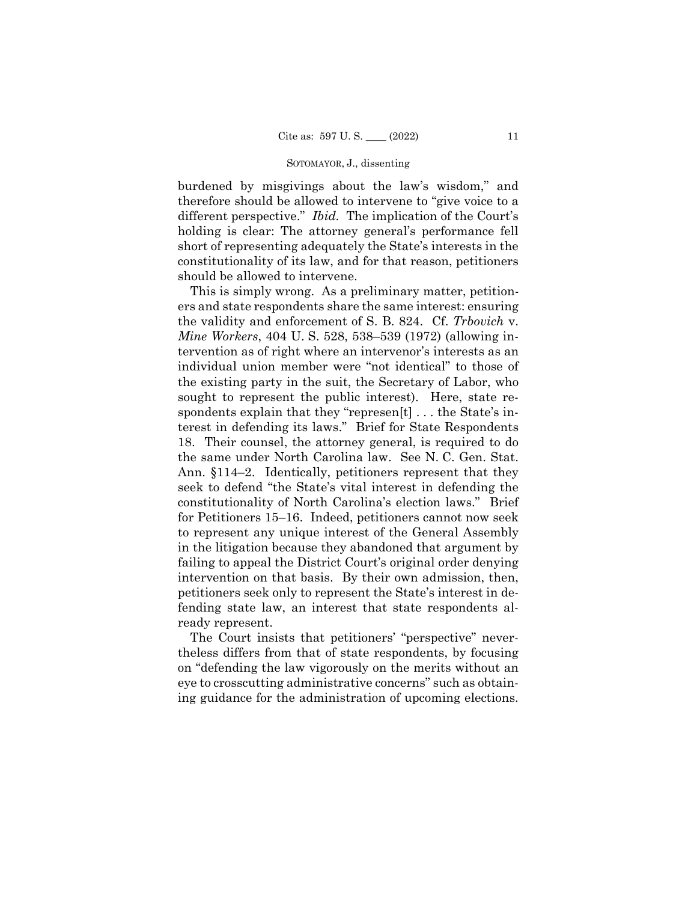burdened by misgivings about the law's wisdom," and therefore should be allowed to intervene to "give voice to a different perspective." *Ibid.* The implication of the Court's holding is clear: The attorney general's performance fell short of representing adequately the State's interests in the constitutionality of its law, and for that reason, petitioners should be allowed to intervene.

This is simply wrong. As a preliminary matter, petitioners and state respondents share the same interest: ensuring the validity and enforcement of S. B. 824. Cf. *Trbovich* v. *Mine Workers*, 404 U. S. 528, 538–539 (1972) (allowing intervention as of right where an intervenor's interests as an individual union member were "not identical" to those of the existing party in the suit, the Secretary of Labor, who sought to represent the public interest). Here, state respondents explain that they "represen[t] . . . the State's interest in defending its laws." Brief for State Respondents 18. Their counsel, the attorney general, is required to do the same under North Carolina law. See N. C. Gen. Stat. Ann. §114–2. Identically, petitioners represent that they seek to defend "the State's vital interest in defending the constitutionality of North Carolina's election laws." Brief for Petitioners 15–16. Indeed, petitioners cannot now seek to represent any unique interest of the General Assembly in the litigation because they abandoned that argument by failing to appeal the District Court's original order denying intervention on that basis. By their own admission, then, petitioners seek only to represent the State's interest in defending state law, an interest that state respondents already represent.

The Court insists that petitioners' "perspective" nevertheless differs from that of state respondents, by focusing on "defending the law vigorously on the merits without an eye to crosscutting administrative concerns" such as obtaining guidance for the administration of upcoming elections.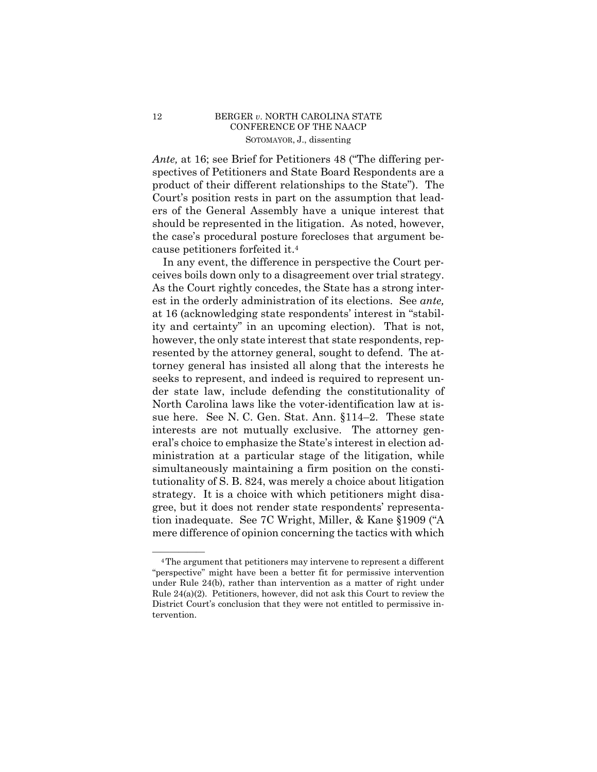*Ante,* at 16; see Brief for Petitioners 48 ("The differing perspectives of Petitioners and State Board Respondents are a product of their different relationships to the State"). The Court's position rests in part on the assumption that leaders of the General Assembly have a unique interest that should be represented in the litigation. As noted, however, the case's procedural posture forecloses that argument because petitioners forfeited it.[4]

In any event, the difference in perspective the Court perceives boils down only to a disagreement over trial strategy. As the Court rightly concedes, the State has a strong interest in the orderly administration of its elections. See *ante,* at 16 (acknowledging state respondents' interest in "stability and certainty" in an upcoming election). That is not, however, the only state interest that state respondents, represented by the attorney general, sought to defend. The attorney general has insisted all along that the interests he seeks to represent, and indeed is required to represent under state law, include defending the constitutionality of North Carolina laws like the voter-identification law at issue here. See N. C. Gen. Stat. Ann. §114–2. These state interests are not mutually exclusive. The attorney general's choice to emphasize the State's interest in election administration at a particular stage of the litigation, while simultaneously maintaining a firm position on the constitutionality of S. B. 824, was merely a choice about litigation strategy. It is a choice with which petitioners might disagree, but it does not render state respondents' representation inadequate. See 7C Wright, Miller, & Kane §1909 ("A mere difference of opinion concerning the tactics with which

---

[4] The argument that petitioners may intervene to represent a different "perspective" might have been a better fit for permissive intervention under Rule 24(b), rather than intervention as a matter of right under Rule 24(a)(2). Petitioners, however, did not ask this Court to review the District Court's conclusion that they were not entitled to permissive intervention.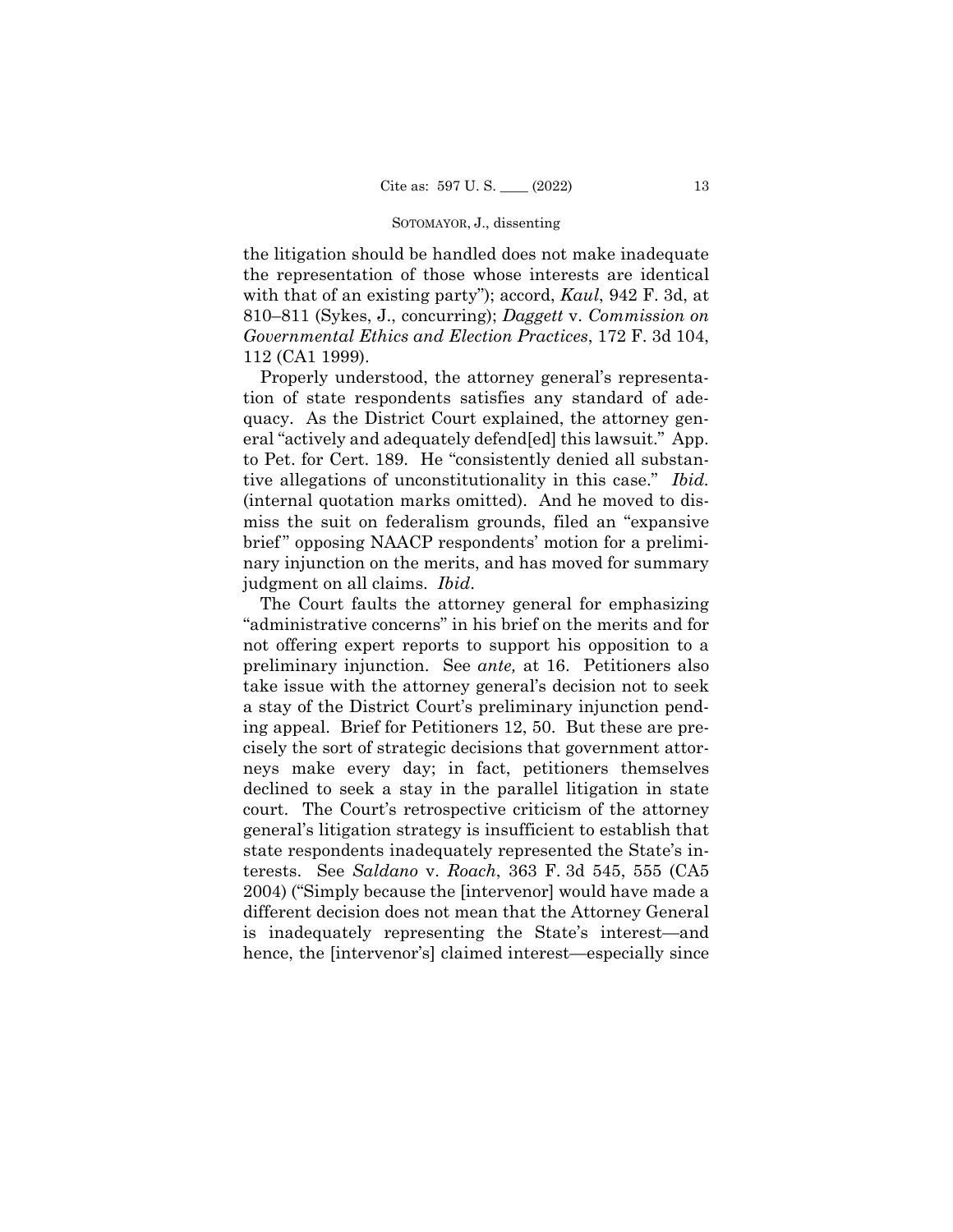the litigation should be handled does not make inadequate the representation of those whose interests are identical with that of an existing party"); accord, *Kaul*, 942 F. 3d, at 810–811 (Sykes, J., concurring); *Daggett* v. *Commission on Governmental Ethics and Election Practices*, 172 F. 3d 104, 112 (CA1 1999).

Properly understood, the attorney general's representation of state respondents satisfies any standard of adequacy. As the District Court explained, the attorney general "actively and adequately defend[ed] this lawsuit." App. to Pet. for Cert. 189. He "consistently denied all substantive allegations of unconstitutionality in this case." *Ibid.* (internal quotation marks omitted). And he moved to dismiss the suit on federalism grounds, filed an "expansive brief" opposing NAACP respondents' motion for a preliminary injunction on the merits, and has moved for summary judgment on all claims. *Ibid*.

The Court faults the attorney general for emphasizing "administrative concerns" in his brief on the merits and for not offering expert reports to support his opposition to a preliminary injunction. See *ante,* at 16. Petitioners also take issue with the attorney general's decision not to seek a stay of the District Court's preliminary injunction pending appeal. Brief for Petitioners 12, 50. But these are precisely the sort of strategic decisions that government attorneys make every day; in fact, petitioners themselves declined to seek a stay in the parallel litigation in state court. The Court's retrospective criticism of the attorney general's litigation strategy is insufficient to establish that state respondents inadequately represented the State's interests. See *Saldano* v. *Roach*, 363 F. 3d 545, 555 (CA5 2004) ("Simply because the [intervenor] would have made a different decision does not mean that the Attorney General is inadequately representing the State's interest—and hence, the [intervenor's] claimed interest—especially since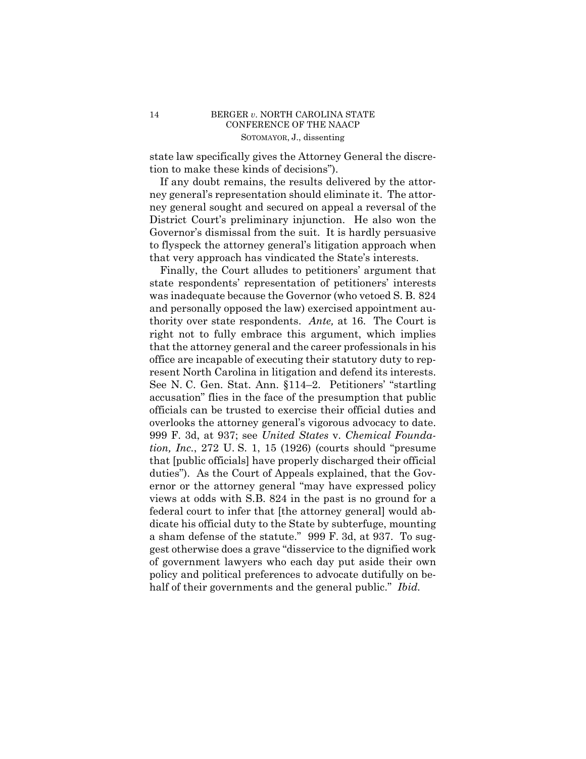state law specifically gives the Attorney General the discretion to make these kinds of decisions").

If any doubt remains, the results delivered by the attorney general's representation should eliminate it. The attorney general sought and secured on appeal a reversal of the District Court's preliminary injunction. He also won the Governor's dismissal from the suit. It is hardly persuasive to flyspeck the attorney general's litigation approach when that very approach has vindicated the State's interests.

Finally, the Court alludes to petitioners' argument that state respondents' representation of petitioners' interests was inadequate because the Governor (who vetoed S. B. 824 and personally opposed the law) exercised appointment authority over state respondents. *Ante,* at 16. The Court is right not to fully embrace this argument, which implies that the attorney general and the career professionals in his office are incapable of executing their statutory duty to represent North Carolina in litigation and defend its interests. See N. C. Gen. Stat. Ann. §114–2. Petitioners' "startling accusation" flies in the face of the presumption that public officials can be trusted to exercise their official duties and overlooks the attorney general's vigorous advocacy to date. 999 F. 3d, at 937; see *United States* v. *Chemical Foundation, Inc.*, 272 U. S. 1, 15 (1926) (courts should "presume that [public officials] have properly discharged their official duties"). As the Court of Appeals explained, that the Governor or the attorney general "may have expressed policy views at odds with S.B. 824 in the past is no ground for a federal court to infer that [the attorney general] would abdicate his official duty to the State by subterfuge, mounting a sham defense of the statute." 999 F. 3d, at 937. To suggest otherwise does a grave "disservice to the dignified work of government lawyers who each day put aside their own policy and political preferences to advocate dutifully on behalf of their governments and the general public." *Ibid.*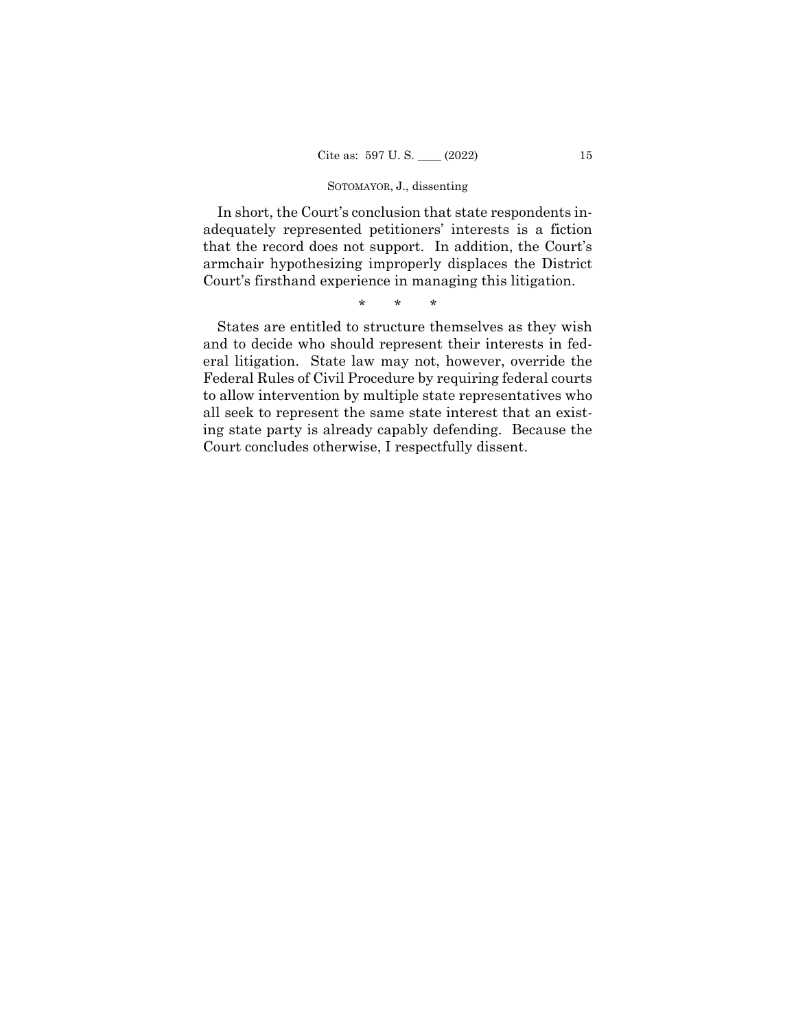In short, the Court's conclusion that state respondents inadequately represented petitioners' interests is a fiction that the record does not support. In addition, the Court's armchair hypothesizing improperly displaces the District Court's firsthand experience in managing this litigation.

\* \* \*

States are entitled to structure themselves as they wish and to decide who should represent their interests in federal litigation. State law may not, however, override the Federal Rules of Civil Procedure by requiring federal courts to allow intervention by multiple state representatives who all seek to represent the same state interest that an existing state party is already capably defending. Because the Court concludes otherwise, I respectfully dissent.